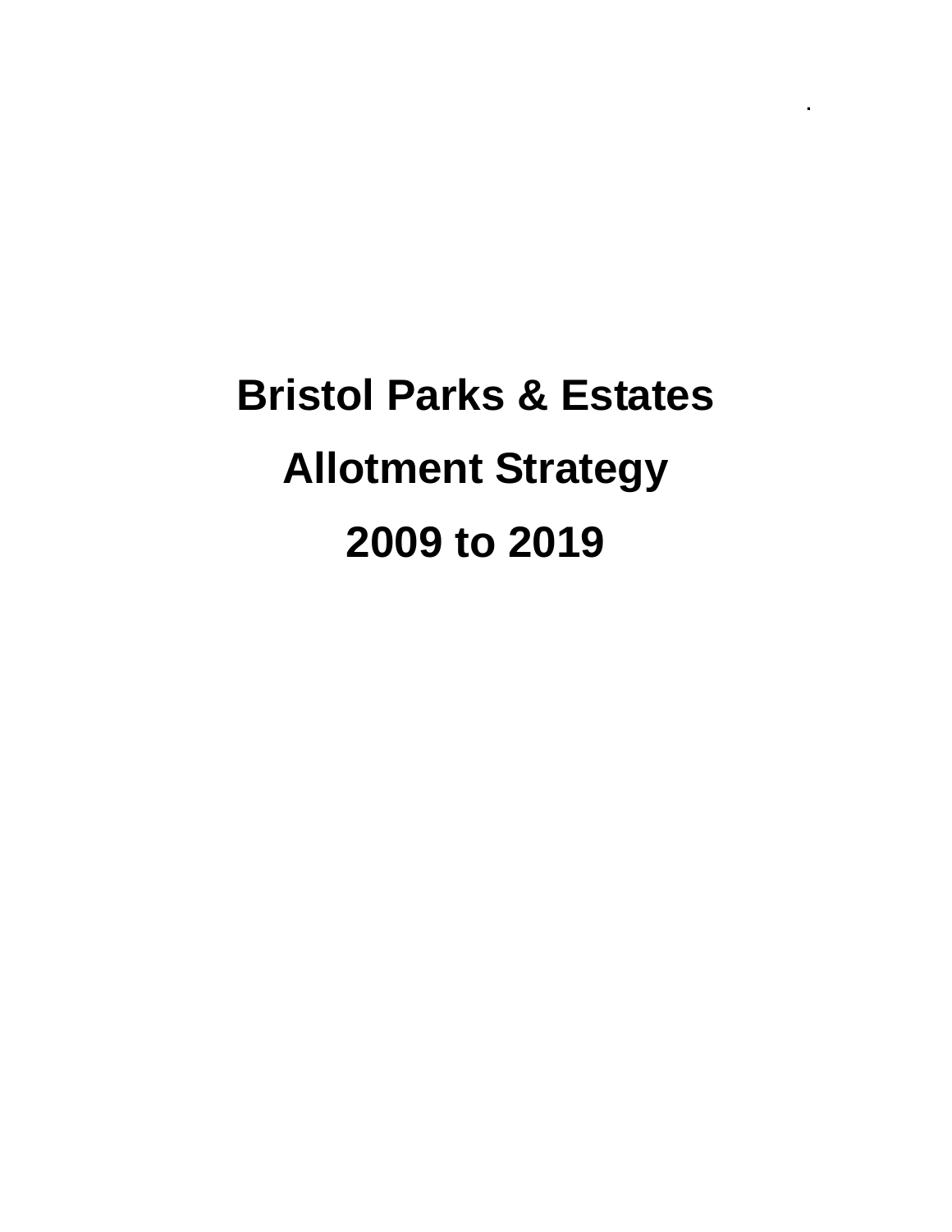# Bristol Parks & Estates

# Allotment Strategy

# 2009 to 2019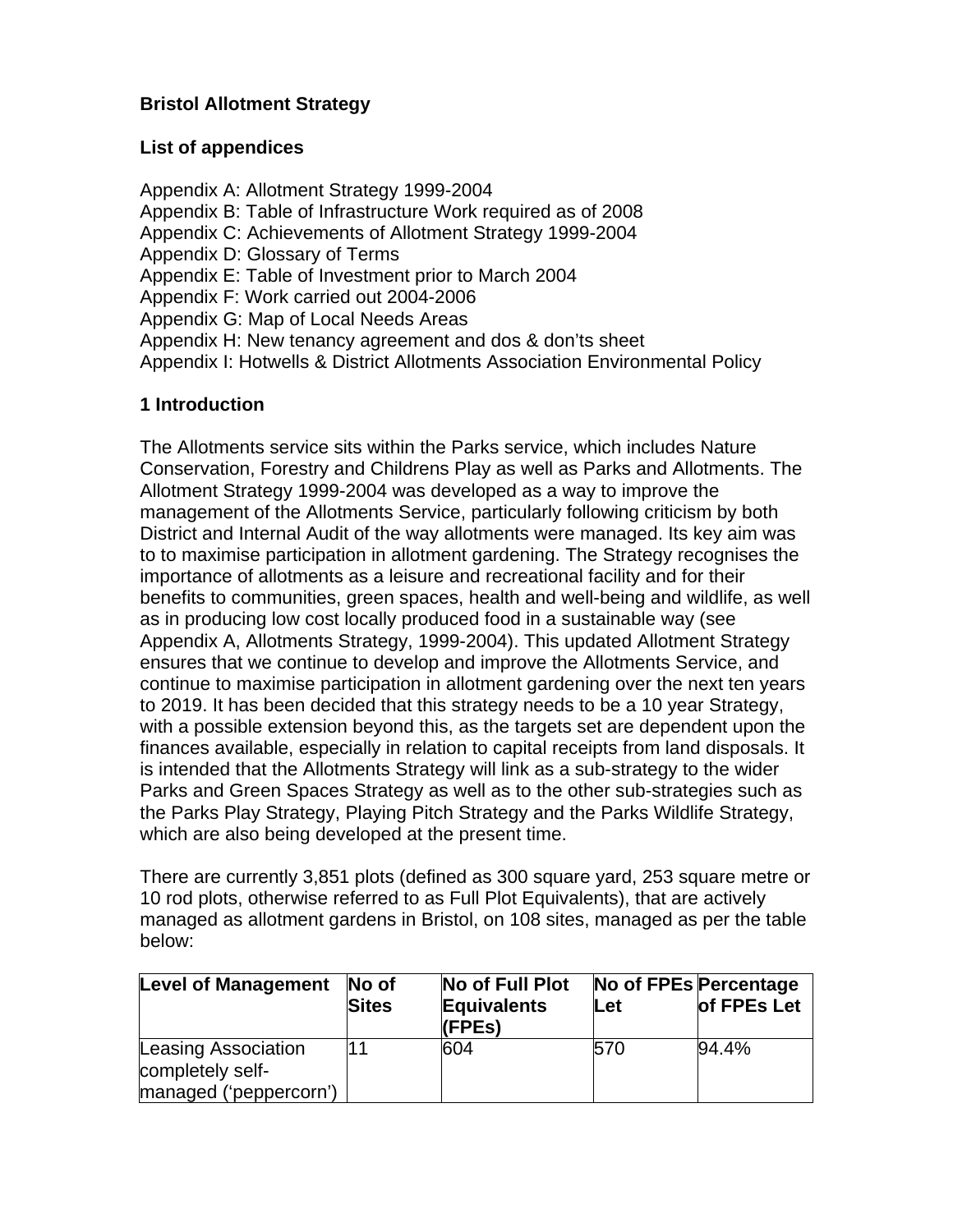**Bristol Allotment Strategy**

**List of appendices**

Appendix A: Allotment Strategy 1999-2004
Appendix B: Table of Infrastructure Work required as of 2008
Appendix C: Achievements of Allotment Strategy 1999-2004
Appendix D: Glossary of Terms
Appendix E: Table of Investment prior to March 2004
Appendix F: Work carried out 2004-2006
Appendix G: Map of Local Needs Areas
Appendix H: New tenancy agreement and dos & don'ts sheet
Appendix I: Hotwells & District Allotments Association Environmental Policy

## 1 Introduction

The Allotments service sits within the Parks service, which includes Nature Conservation, Forestry and Childrens Play as well as Parks and Allotments. The Allotment Strategy 1999-2004 was developed as a way to improve the management of the Allotments Service, particularly following criticism by both District and Internal Audit of the way allotments were managed. Its key aim was to to maximise participation in allotment gardening. The Strategy recognises the importance of allotments as a leisure and recreational facility and for their benefits to communities, green spaces, health and well-being and wildlife, as well as in producing low cost locally produced food in a sustainable way (see Appendix A, Allotments Strategy, 1999-2004). This updated Allotment Strategy ensures that we continue to develop and improve the Allotments Service, and continue to maximise participation in allotment gardening over the next ten years to 2019. It has been decided that this strategy needs to be a 10 year Strategy, with a possible extension beyond this, as the targets set are dependent upon the finances available, especially in relation to capital receipts from land disposals. It is intended that the Allotments Strategy will link as a sub-strategy to the wider Parks and Green Spaces Strategy as well as to the other sub-strategies such as the Parks Play Strategy, Playing Pitch Strategy and the Parks Wildlife Strategy, which are also being developed at the present time.

There are currently 3,851 plots (defined as 300 square yard, 253 square metre or 10 rod plots, otherwise referred to as Full Plot Equivalents), that are actively managed as allotment gardens in Bristol, on 108 sites, managed as per the table below:

| Level of Management | No of Sites | No of Full Plot Equivalents (FPEs) | No of FPEs Let | Percentage of FPEs Let |
|---|---|---|---|---|
| Leasing Association completely self-managed ('peppercorn') | 11 | 604 | 570 | 94.4% |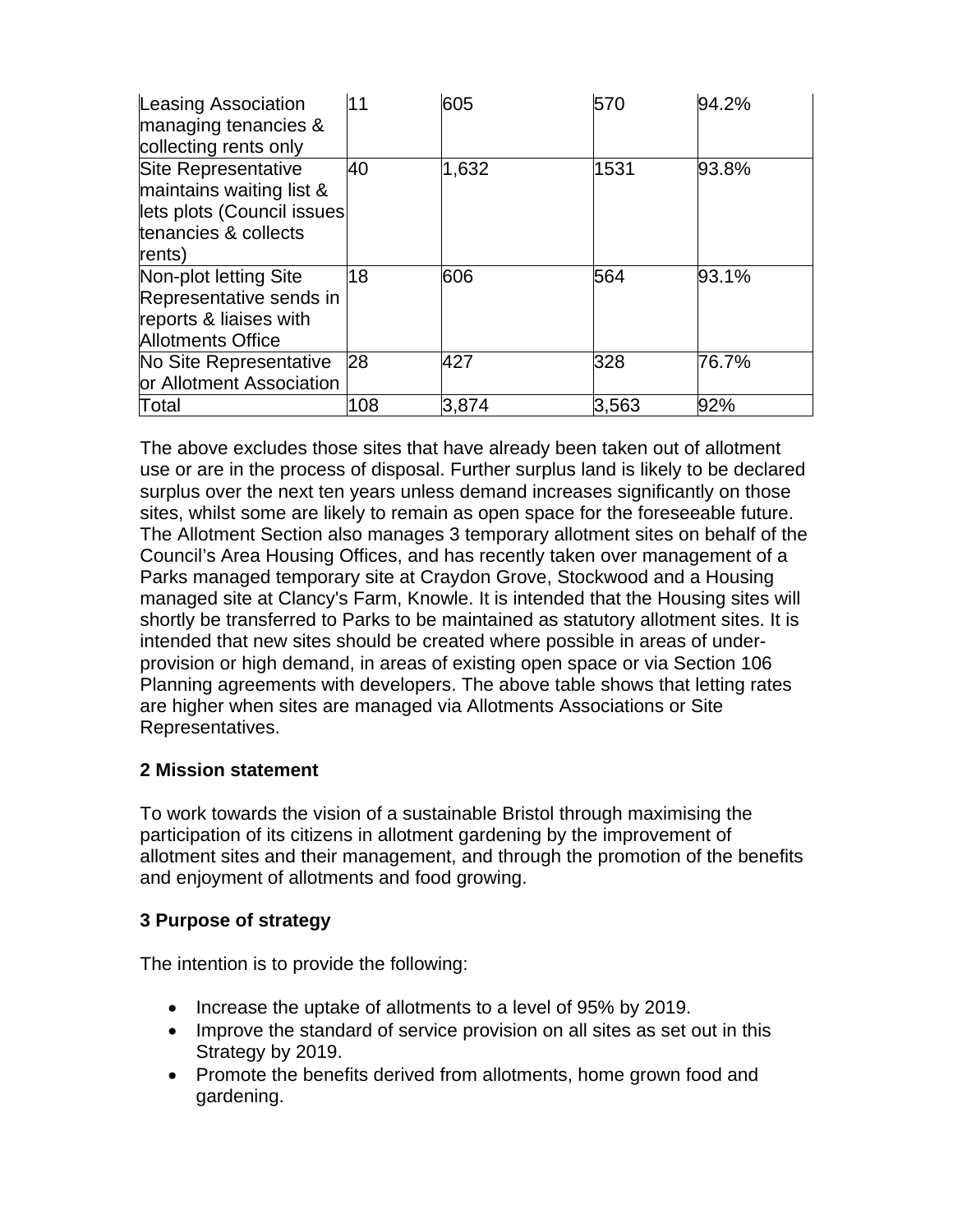| | | | | |
|---|---|---|---|---|
| Leasing Association managing tenancies & collecting rents only | 11 | 605 | 570 | 94.2% |
| Site Representative maintains waiting list & lets plots (Council issues tenancies & collects rents) | 40 | 1,632 | 1531 | 93.8% |
| Non-plot letting Site Representative sends in reports & liaises with Allotments Office | 18 | 606 | 564 | 93.1% |
| No Site Representative or Allotment Association | 28 | 427 | 328 | 76.7% |
| Total | 108 | 3,874 | 3,563 | 92% |

The above excludes those sites that have already been taken out of allotment use or are in the process of disposal. Further surplus land is likely to be declared surplus over the next ten years unless demand increases significantly on those sites, whilst some are likely to remain as open space for the foreseeable future. The Allotment Section also manages 3 temporary allotment sites on behalf of the Council's Area Housing Offices, and has recently taken over management of a Parks managed temporary site at Craydon Grove, Stockwood and a Housing managed site at Clancy's Farm, Knowle. It is intended that the Housing sites will shortly be transferred to Parks to be maintained as statutory allotment sites. It is intended that new sites should be created where possible in areas of under-provision or high demand, in areas of existing open space or via Section 106 Planning agreements with developers. The above table shows that letting rates are higher when sites are managed via Allotments Associations or Site Representatives.

**2 Mission statement**

To work towards the vision of a sustainable Bristol through maximising the participation of its citizens in allotment gardening by the improvement of allotment sites and their management, and through the promotion of the benefits and enjoyment of allotments and food growing.

**3 Purpose of strategy**

The intention is to provide the following:

- Increase the uptake of allotments to a level of 95% by 2019.
- Improve the standard of service provision on all sites as set out in this Strategy by 2019.
- Promote the benefits derived from allotments, home grown food and gardening.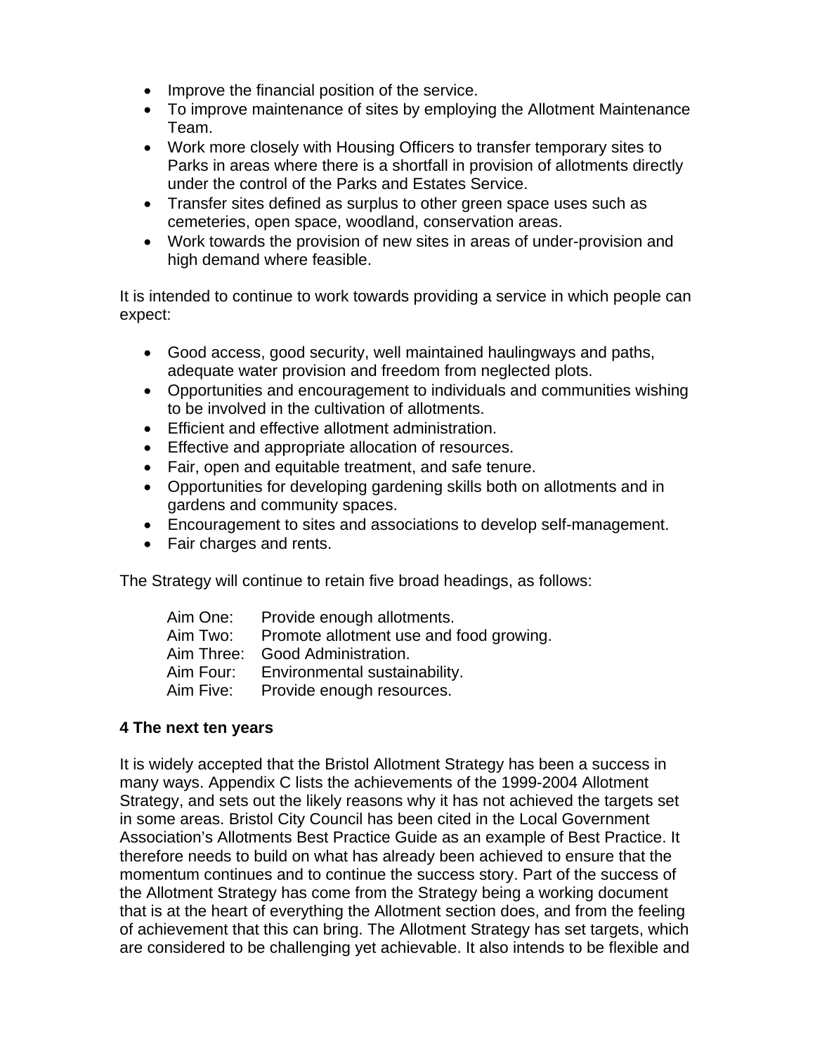- Improve the financial position of the service.
- To improve maintenance of sites by employing the Allotment Maintenance Team.
- Work more closely with Housing Officers to transfer temporary sites to Parks in areas where there is a shortfall in provision of allotments directly under the control of the Parks and Estates Service.
- Transfer sites defined as surplus to other green space uses such as cemeteries, open space, woodland, conservation areas.
- Work towards the provision of new sites in areas of under-provision and high demand where feasible.

It is intended to continue to work towards providing a service in which people can expect:

- Good access, good security, well maintained haulingways and paths, adequate water provision and freedom from neglected plots.
- Opportunities and encouragement to individuals and communities wishing to be involved in the cultivation of allotments.
- Efficient and effective allotment administration.
- Effective and appropriate allocation of resources.
- Fair, open and equitable treatment, and safe tenure.
- Opportunities for developing gardening skills both on allotments and in gardens and community spaces.
- Encouragement to sites and associations to develop self-management.
- Fair charges and rents.

The Strategy will continue to retain five broad headings, as follows:

Aim One: Provide enough allotments.
Aim Two: Promote allotment use and food growing.
Aim Three: Good Administration.
Aim Four: Environmental sustainability.
Aim Five: Provide enough resources.

**4 The next ten years**

It is widely accepted that the Bristol Allotment Strategy has been a success in many ways. Appendix C lists the achievements of the 1999-2004 Allotment Strategy, and sets out the likely reasons why it has not achieved the targets set in some areas. Bristol City Council has been cited in the Local Government Association's Allotments Best Practice Guide as an example of Best Practice. It therefore needs to build on what has already been achieved to ensure that the momentum continues and to continue the success story. Part of the success of the Allotment Strategy has come from the Strategy being a working document that is at the heart of everything the Allotment section does, and from the feeling of achievement that this can bring. The Allotment Strategy has set targets, which are considered to be challenging yet achievable. It also intends to be flexible and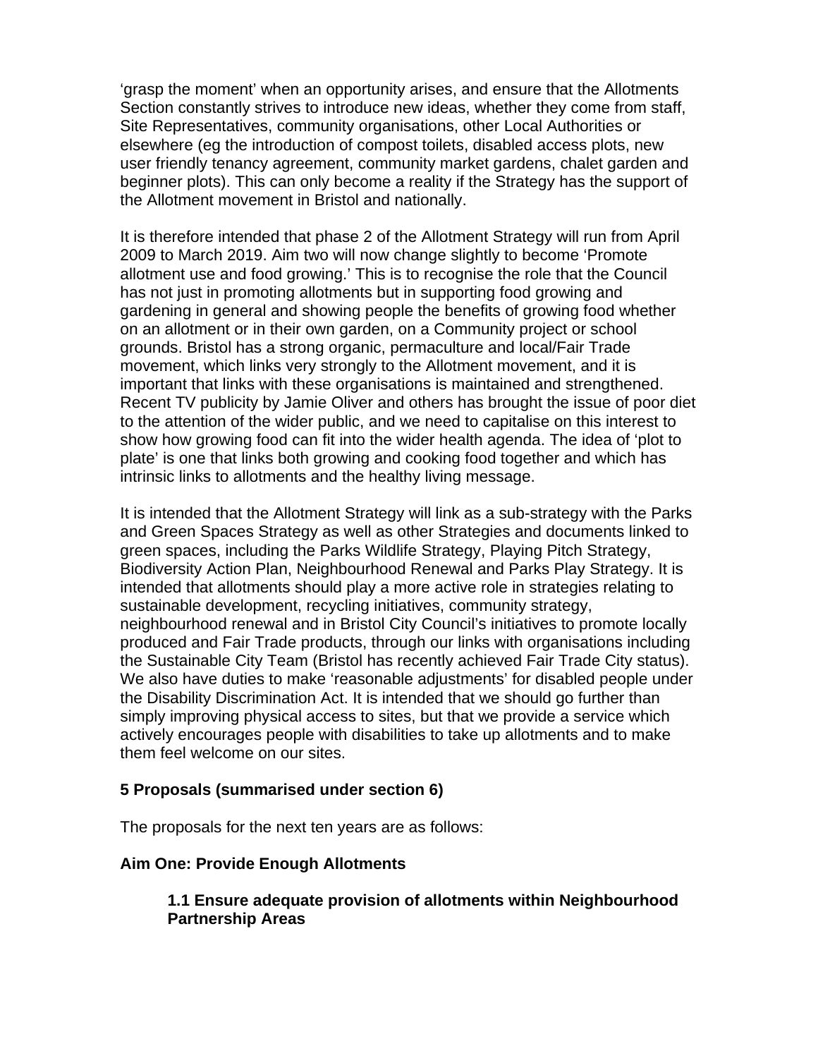‘grasp the moment’ when an opportunity arises, and ensure that the Allotments Section constantly strives to introduce new ideas, whether they come from staff, Site Representatives, community organisations, other Local Authorities or elsewhere (eg the introduction of compost toilets, disabled access plots, new user friendly tenancy agreement, community market gardens, chalet garden and beginner plots). This can only become a reality if the Strategy has the support of the Allotment movement in Bristol and nationally.

It is therefore intended that phase 2 of the Allotment Strategy will run from April 2009 to March 2019. Aim two will now change slightly to become ‘Promote allotment use and food growing.’ This is to recognise the role that the Council has not just in promoting allotments but in supporting food growing and gardening in general and showing people the benefits of growing food whether on an allotment or in their own garden, on a Community project or school grounds. Bristol has a strong organic, permaculture and local/Fair Trade movement, which links very strongly to the Allotment movement, and it is important that links with these organisations is maintained and strengthened. Recent TV publicity by Jamie Oliver and others has brought the issue of poor diet to the attention of the wider public, and we need to capitalise on this interest to show how growing food can fit into the wider health agenda. The idea of ‘plot to plate’ is one that links both growing and cooking food together and which has intrinsic links to allotments and the healthy living message.

It is intended that the Allotment Strategy will link as a sub-strategy with the Parks and Green Spaces Strategy as well as other Strategies and documents linked to green spaces, including the Parks Wildlife Strategy, Playing Pitch Strategy, Biodiversity Action Plan, Neighbourhood Renewal and Parks Play Strategy. It is intended that allotments should play a more active role in strategies relating to sustainable development, recycling initiatives, community strategy, neighbourhood renewal and in Bristol City Council’s initiatives to promote locally produced and Fair Trade products, through our links with organisations including the Sustainable City Team (Bristol has recently achieved Fair Trade City status). We also have duties to make ‘reasonable adjustments’ for disabled people under the Disability Discrimination Act. It is intended that we should go further than simply improving physical access to sites, but that we provide a service which actively encourages people with disabilities to take up allotments and to make them feel welcome on our sites.

## 5 Proposals (summarised under section 6)

The proposals for the next ten years are as follows:

### Aim One: Provide Enough Allotments

#### 1.1 Ensure adequate provision of allotments within Neighbourhood Partnership Areas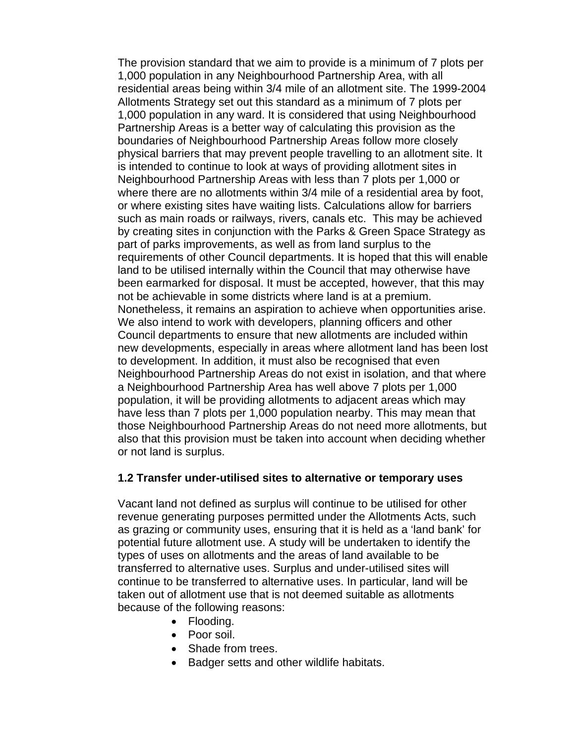The provision standard that we aim to provide is a minimum of 7 plots per 1,000 population in any Neighbourhood Partnership Area, with all residential areas being within 3/4 mile of an allotment site. The 1999-2004 Allotments Strategy set out this standard as a minimum of 7 plots per 1,000 population in any ward. It is considered that using Neighbourhood Partnership Areas is a better way of calculating this provision as the boundaries of Neighbourhood Partnership Areas follow more closely physical barriers that may prevent people travelling to an allotment site. It is intended to continue to look at ways of providing allotment sites in Neighbourhood Partnership Areas with less than 7 plots per 1,000 or where there are no allotments within 3/4 mile of a residential area by foot, or where existing sites have waiting lists. Calculations allow for barriers such as main roads or railways, rivers, canals etc. This may be achieved by creating sites in conjunction with the Parks & Green Space Strategy as part of parks improvements, as well as from land surplus to the requirements of other Council departments. It is hoped that this will enable land to be utilised internally within the Council that may otherwise have been earmarked for disposal. It must be accepted, however, that this may not be achievable in some districts where land is at a premium. Nonetheless, it remains an aspiration to achieve when opportunities arise. We also intend to work with developers, planning officers and other Council departments to ensure that new allotments are included within new developments, especially in areas where allotment land has been lost to development. In addition, it must also be recognised that even Neighbourhood Partnership Areas do not exist in isolation, and that where a Neighbourhood Partnership Area has well above 7 plots per 1,000 population, it will be providing allotments to adjacent areas which may have less than 7 plots per 1,000 population nearby. This may mean that those Neighbourhood Partnership Areas do not need more allotments, but also that this provision must be taken into account when deciding whether or not land is surplus.

### 1.2 Transfer under-utilised sites to alternative or temporary uses

Vacant land not defined as surplus will continue to be utilised for other revenue generating purposes permitted under the Allotments Acts, such as grazing or community uses, ensuring that it is held as a 'land bank' for potential future allotment use. A study will be undertaken to identify the types of uses on allotments and the areas of land available to be transferred to alternative uses. Surplus and under-utilised sites will continue to be transferred to alternative uses. In particular, land will be taken out of allotment use that is not deemed suitable as allotments because of the following reasons:

- Flooding.
- Poor soil.
- Shade from trees.
- Badger setts and other wildlife habitats.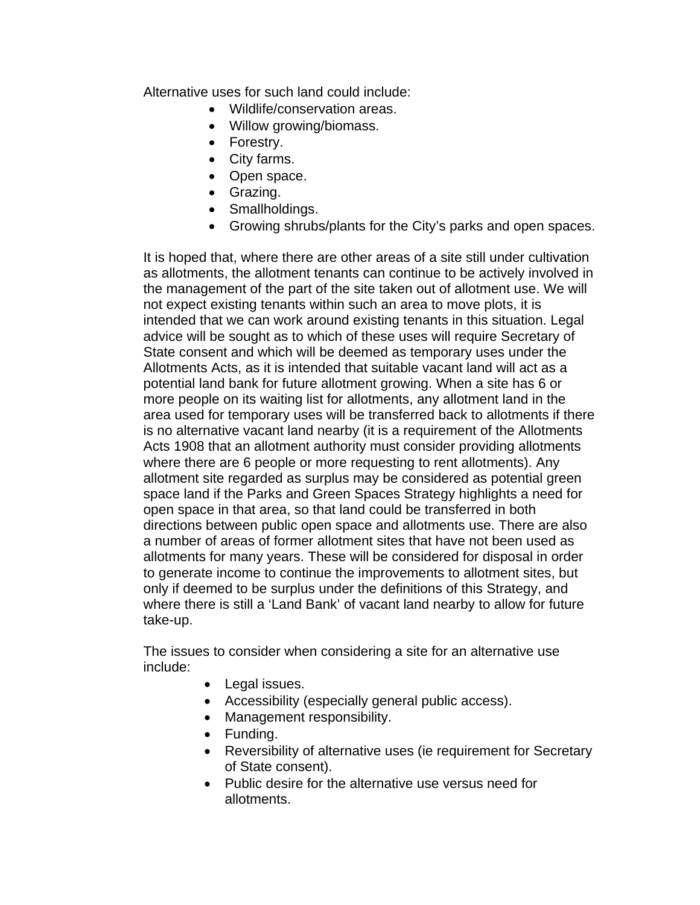Alternative uses for such land could include:

- Wildlife/conservation areas.
- Willow growing/biomass.
- Forestry.
- City farms.
- Open space.
- Grazing.
- Smallholdings.
- Growing shrubs/plants for the City's parks and open spaces.

It is hoped that, where there are other areas of a site still under cultivation as allotments, the allotment tenants can continue to be actively involved in the management of the part of the site taken out of allotment use. We will not expect existing tenants within such an area to move plots, it is intended that we can work around existing tenants in this situation. Legal advice will be sought as to which of these uses will require Secretary of State consent and which will be deemed as temporary uses under the Allotments Acts, as it is intended that suitable vacant land will act as a potential land bank for future allotment growing. When a site has 6 or more people on its waiting list for allotments, any allotment land in the area used for temporary uses will be transferred back to allotments if there is no alternative vacant land nearby (it is a requirement of the Allotments Acts 1908 that an allotment authority must consider providing allotments where there are 6 people or more requesting to rent allotments). Any allotment site regarded as surplus may be considered as potential green space land if the Parks and Green Spaces Strategy highlights a need for open space in that area, so that land could be transferred in both directions between public open space and allotments use. There are also a number of areas of former allotment sites that have not been used as allotments for many years. These will be considered for disposal in order to generate income to continue the improvements to allotment sites, but only if deemed to be surplus under the definitions of this Strategy, and where there is still a 'Land Bank' of vacant land nearby to allow for future take-up.

The issues to consider when considering a site for an alternative use include:

- Legal issues.
- Accessibility (especially general public access).
- Management responsibility.
- Funding.
- Reversibility of alternative uses (ie requirement for Secretary of State consent).
- Public desire for the alternative use versus need for allotments.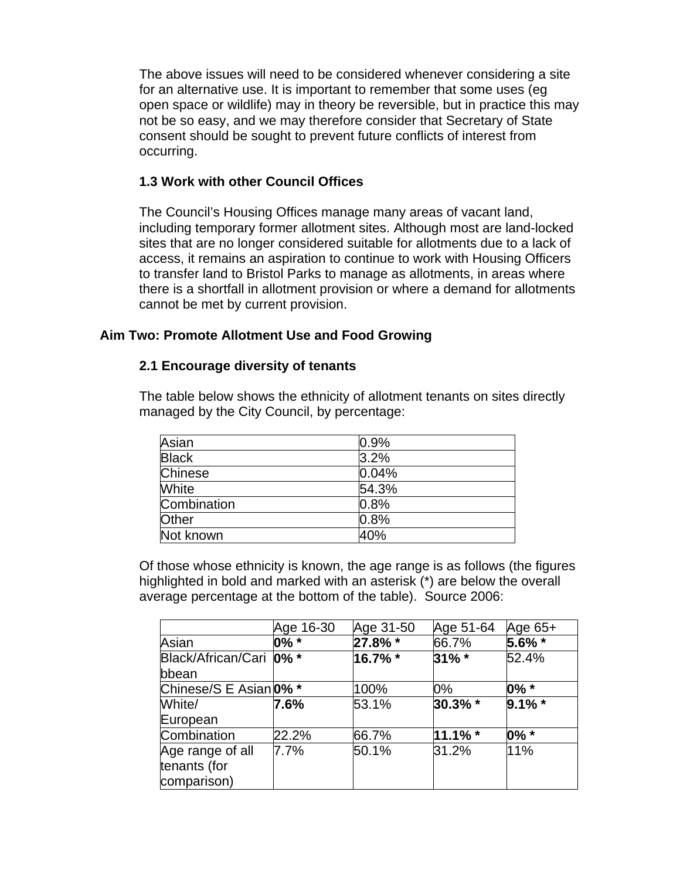The above issues will need to be considered whenever considering a site for an alternative use. It is important to remember that some uses (eg open space or wildlife) may in theory be reversible, but in practice this may not be so easy, and we may therefore consider that Secretary of State consent should be sought to prevent future conflicts of interest from occurring.

### 1.3 Work with other Council Offices

The Council's Housing Offices manage many areas of vacant land, including temporary former allotment sites. Although most are land-locked sites that are no longer considered suitable for allotments due to a lack of access, it remains an aspiration to continue to work with Housing Officers to transfer land to Bristol Parks to manage as allotments, in areas where there is a shortfall in allotment provision or where a demand for allotments cannot be met by current provision.

## Aim Two: Promote Allotment Use and Food Growing

### 2.1 Encourage diversity of tenants

The table below shows the ethnicity of allotment tenants on sites directly managed by the City Council, by percentage:

| | |
|---|---|
| Asian | 0.9% |
| Black | 3.2% |
| Chinese | 0.04% |
| White | 54.3% |
| Combination | 0.8% |
| Other | 0.8% |
| Not known | 40% |

Of those whose ethnicity is known, the age range is as follows (the figures highlighted in bold and marked with an asterisk (*) are below the overall average percentage at the bottom of the table). Source 2006:

| | Age 16-30 | Age 31-50 | Age 51-64 | Age 65+ |
|---|---|---|---|---|
| Asian | **0% *** | **27.8% *** | 66.7% | **5.6% *** |
| Black/African/Caribbean | **0% *** | **16.7% *** | **31% *** | 52.4% |
| Chinese/S E Asian | **0% *** | 100% | 0% | **0% *** |
| White/ European | **7.6%** | 53.1% | **30.3% *** | **9.1% *** |
| Combination | 22.2% | 66.7% | **11.1% *** | **0% *** |
| Age range of all tenants (for comparison) | 7.7% | 50.1% | 31.2% | 11% |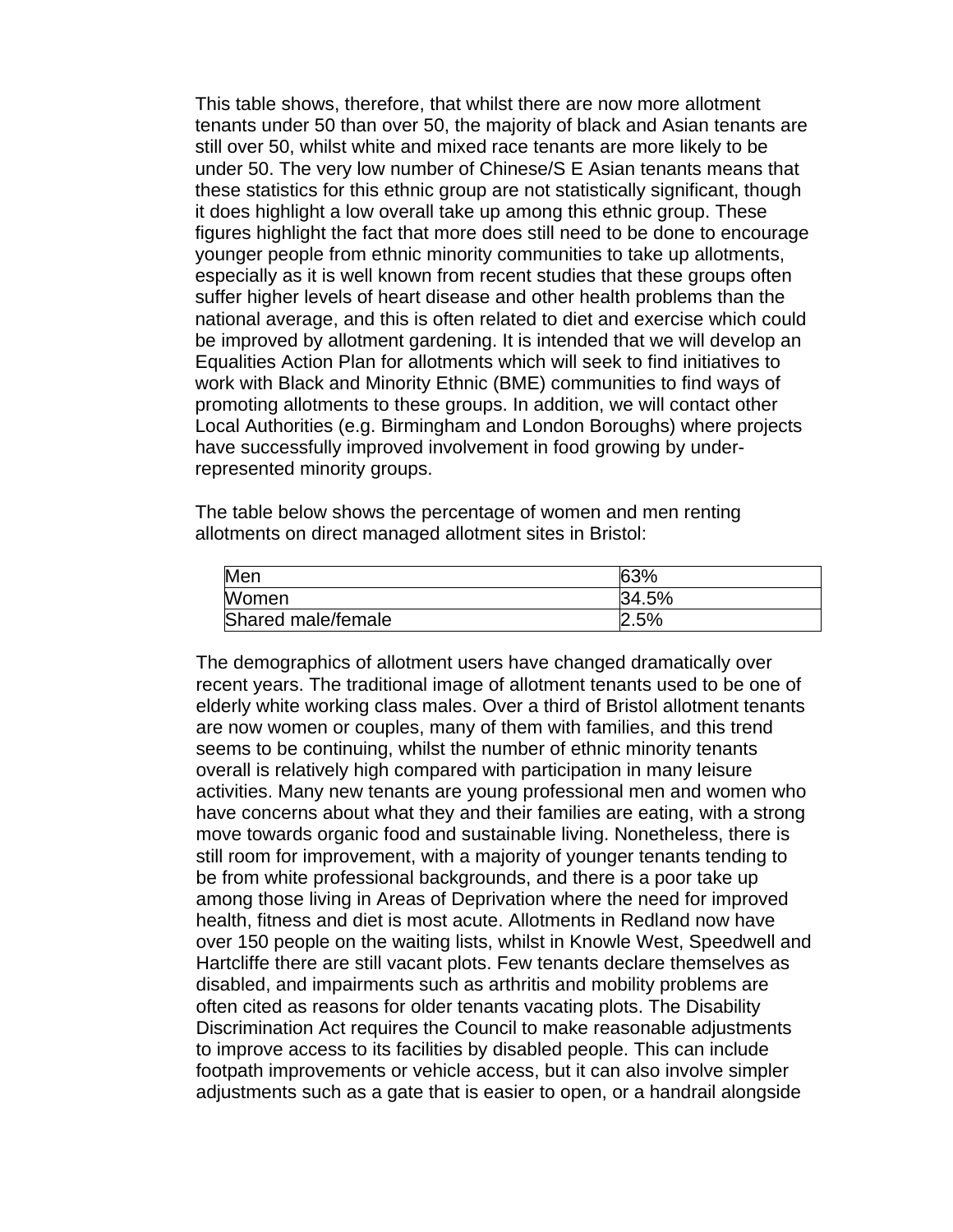This table shows, therefore, that whilst there are now more allotment tenants under 50 than over 50, the majority of black and Asian tenants are still over 50, whilst white and mixed race tenants are more likely to be under 50. The very low number of Chinese/S E Asian tenants means that these statistics for this ethnic group are not statistically significant, though it does highlight a low overall take up among this ethnic group. These figures highlight the fact that more does still need to be done to encourage younger people from ethnic minority communities to take up allotments, especially as it is well known from recent studies that these groups often suffer higher levels of heart disease and other health problems than the national average, and this is often related to diet and exercise which could be improved by allotment gardening. It is intended that we will develop an Equalities Action Plan for allotments which will seek to find initiatives to work with Black and Minority Ethnic (BME) communities to find ways of promoting allotments to these groups. In addition, we will contact other Local Authorities (e.g. Birmingham and London Boroughs) where projects have successfully improved involvement in food growing by under-represented minority groups.

The table below shows the percentage of women and men renting allotments on direct managed allotment sites in Bristol:

| | |
|---|---|
| Men | 63% |
| Women | 34.5% |
| Shared male/female | 2.5% |

The demographics of allotment users have changed dramatically over recent years. The traditional image of allotment tenants used to be one of elderly white working class males. Over a third of Bristol allotment tenants are now women or couples, many of them with families, and this trend seems to be continuing, whilst the number of ethnic minority tenants overall is relatively high compared with participation in many leisure activities. Many new tenants are young professional men and women who have concerns about what they and their families are eating, with a strong move towards organic food and sustainable living. Nonetheless, there is still room for improvement, with a majority of younger tenants tending to be from white professional backgrounds, and there is a poor take up among those living in Areas of Deprivation where the need for improved health, fitness and diet is most acute. Allotments in Redland now have over 150 people on the waiting lists, whilst in Knowle West, Speedwell and Hartcliffe there are still vacant plots. Few tenants declare themselves as disabled, and impairments such as arthritis and mobility problems are often cited as reasons for older tenants vacating plots. The Disability Discrimination Act requires the Council to make reasonable adjustments to improve access to its facilities by disabled people. This can include footpath improvements or vehicle access, but it can also involve simpler adjustments such as a gate that is easier to open, or a handrail alongside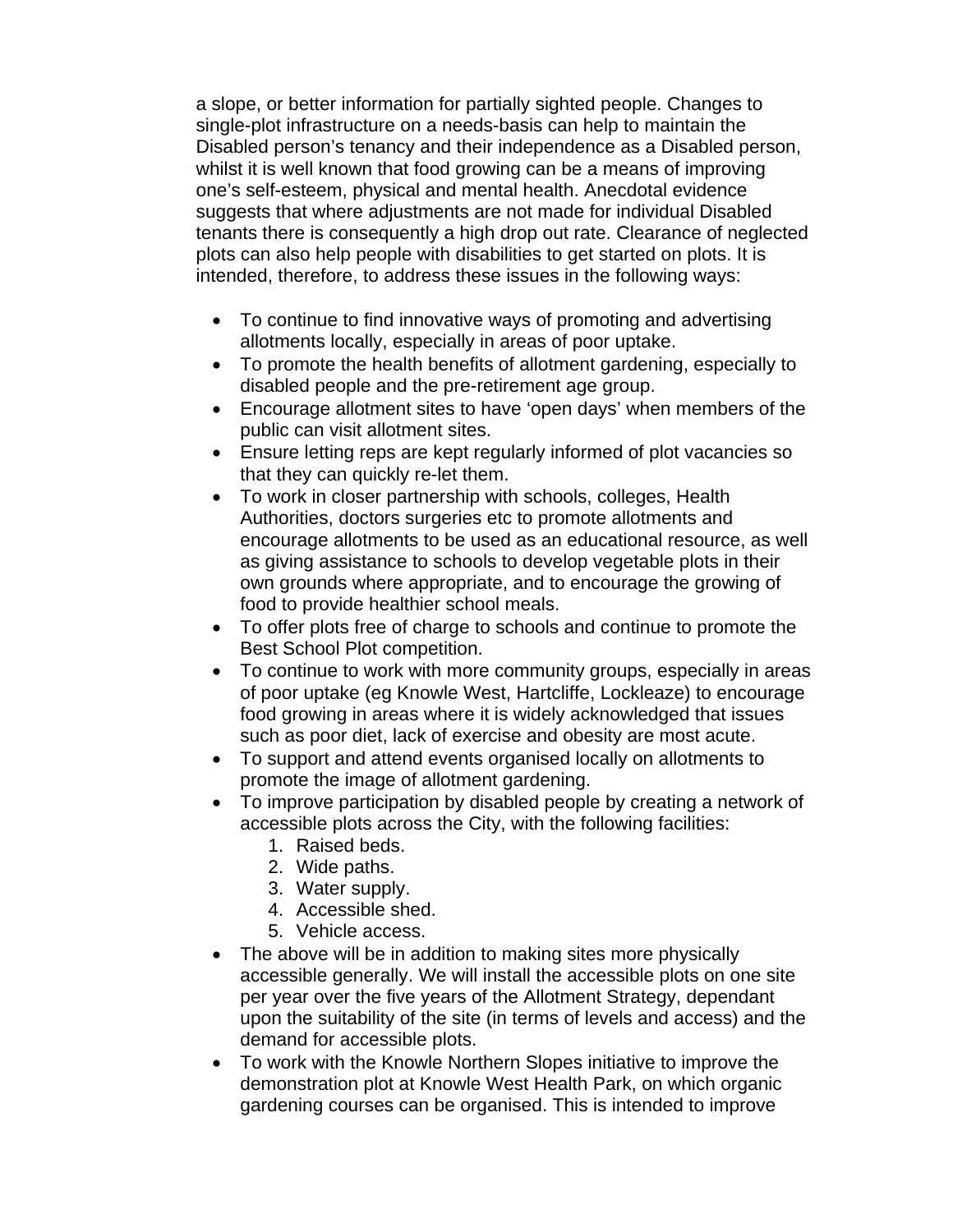a slope, or better information for partially sighted people. Changes to single-plot infrastructure on a needs-basis can help to maintain the Disabled person's tenancy and their independence as a Disabled person, whilst it is well known that food growing can be a means of improving one's self-esteem, physical and mental health. Anecdotal evidence suggests that where adjustments are not made for individual Disabled tenants there is consequently a high drop out rate. Clearance of neglected plots can also help people with disabilities to get started on plots. It is intended, therefore, to address these issues in the following ways:

- To continue to find innovative ways of promoting and advertising allotments locally, especially in areas of poor uptake.
- To promote the health benefits of allotment gardening, especially to disabled people and the pre-retirement age group.
- Encourage allotment sites to have 'open days' when members of the public can visit allotment sites.
- Ensure letting reps are kept regularly informed of plot vacancies so that they can quickly re-let them.
- To work in closer partnership with schools, colleges, Health Authorities, doctors surgeries etc to promote allotments and encourage allotments to be used as an educational resource, as well as giving assistance to schools to develop vegetable plots in their own grounds where appropriate, and to encourage the growing of food to provide healthier school meals.
- To offer plots free of charge to schools and continue to promote the Best School Plot competition.
- To continue to work with more community groups, especially in areas of poor uptake (eg Knowle West, Hartcliffe, Lockleaze) to encourage food growing in areas where it is widely acknowledged that issues such as poor diet, lack of exercise and obesity are most acute.
- To support and attend events organised locally on allotments to promote the image of allotment gardening.
- To improve participation by disabled people by creating a network of accessible plots across the City, with the following facilities:
    1. Raised beds.
    2. Wide paths.
    3. Water supply.
    4. Accessible shed.
    5. Vehicle access.
- The above will be in addition to making sites more physically accessible generally. We will install the accessible plots on one site per year over the five years of the Allotment Strategy, dependant upon the suitability of the site (in terms of levels and access) and the demand for accessible plots.
- To work with the Knowle Northern Slopes initiative to improve the demonstration plot at Knowle West Health Park, on which organic gardening courses can be organised. This is intended to improve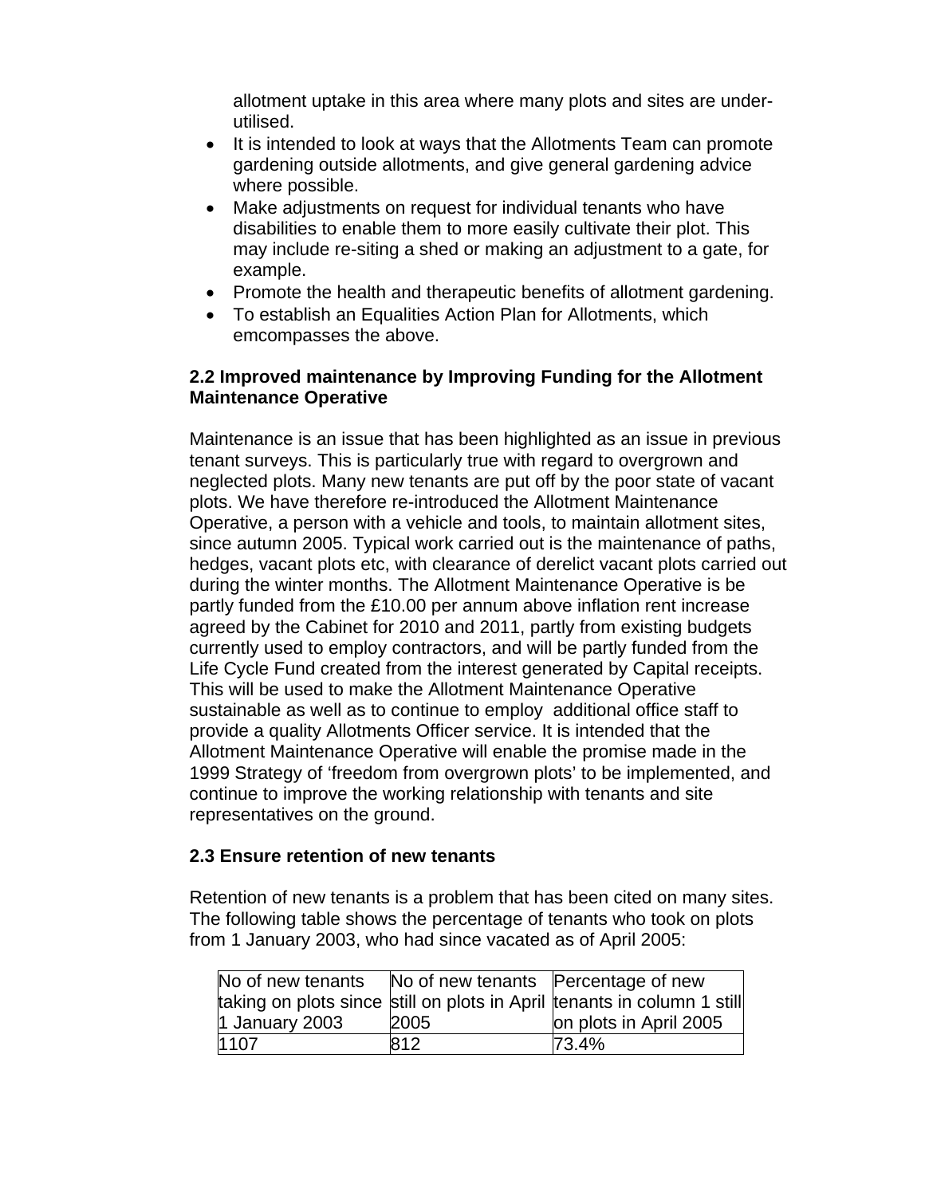allotment uptake in this area where many plots and sites are under-utilised.

- It is intended to look at ways that the Allotments Team can promote gardening outside allotments, and give general gardening advice where possible.
- Make adjustments on request for individual tenants who have disabilities to enable them to more easily cultivate their plot. This may include re-siting a shed or making an adjustment to a gate, for example.
- Promote the health and therapeutic benefits of allotment gardening.
- To establish an Equalities Action Plan for Allotments, which emcompasses the above.

### 2.2 Improved maintenance by Improving Funding for the Allotment Maintenance Operative

Maintenance is an issue that has been highlighted as an issue in previous tenant surveys. This is particularly true with regard to overgrown and neglected plots. Many new tenants are put off by the poor state of vacant plots. We have therefore re-introduced the Allotment Maintenance Operative, a person with a vehicle and tools, to maintain allotment sites, since autumn 2005. Typical work carried out is the maintenance of paths, hedges, vacant plots etc, with clearance of derelict vacant plots carried out during the winter months. The Allotment Maintenance Operative is be partly funded from the £10.00 per annum above inflation rent increase agreed by the Cabinet for 2010 and 2011, partly from existing budgets currently used to employ contractors, and will be partly funded from the Life Cycle Fund created from the interest generated by Capital receipts. This will be used to make the Allotment Maintenance Operative sustainable as well as to continue to employ additional office staff to provide a quality Allotments Officer service. It is intended that the Allotment Maintenance Operative will enable the promise made in the 1999 Strategy of 'freedom from overgrown plots' to be implemented, and continue to improve the working relationship with tenants and site representatives on the ground.

### 2.3 Ensure retention of new tenants

Retention of new tenants is a problem that has been cited on many sites. The following table shows the percentage of tenants who took on plots from 1 January 2003, who had since vacated as of April 2005:

| No of new tenants taking on plots since 1 January 2003 | No of new tenants still on plots in April 2005 | Percentage of new tenants in column 1 still on plots in April 2005 |
|---|---|---|
| 1107 | 812 | 73.4% |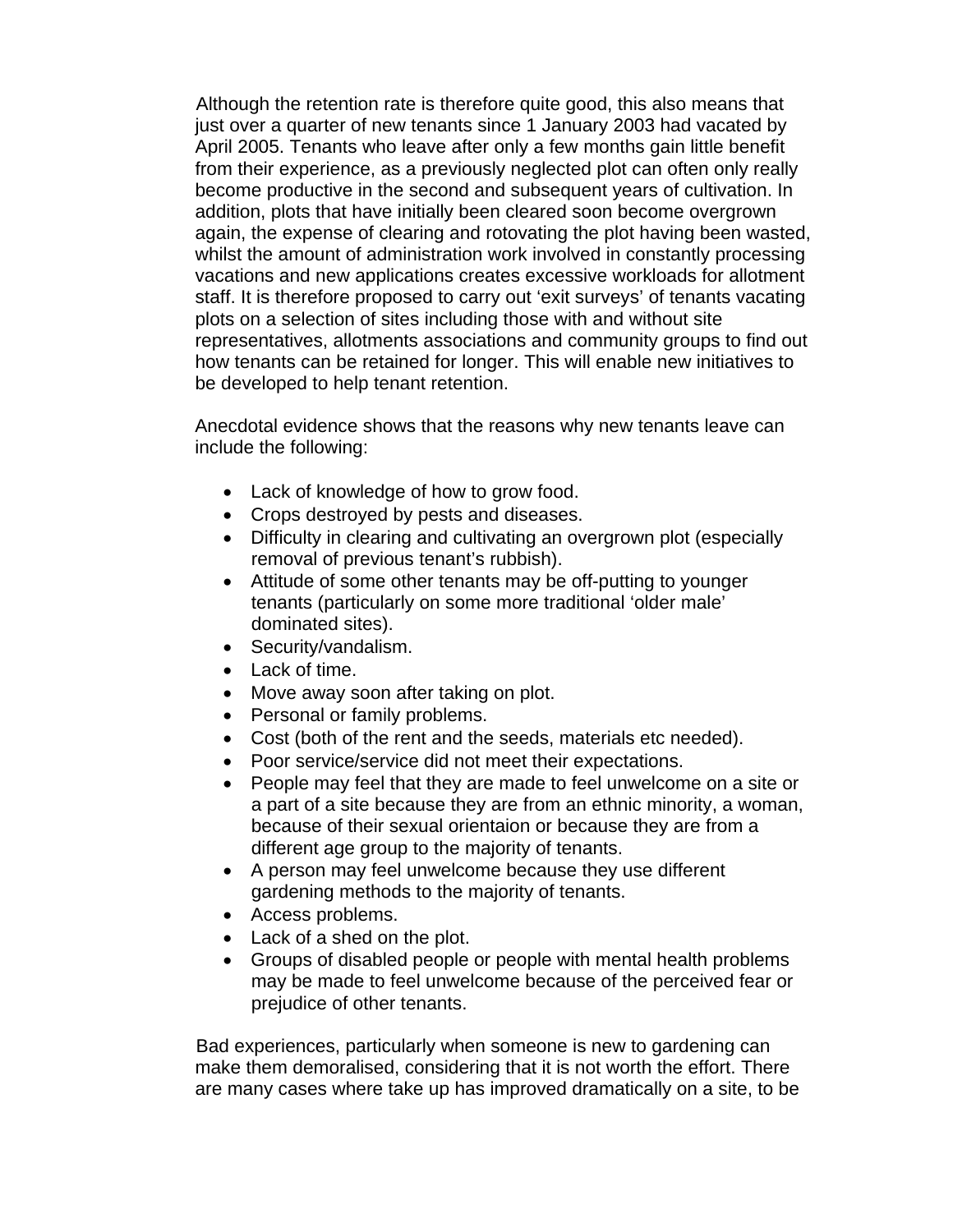Although the retention rate is therefore quite good, this also means that just over a quarter of new tenants since 1 January 2003 had vacated by April 2005. Tenants who leave after only a few months gain little benefit from their experience, as a previously neglected plot can often only really become productive in the second and subsequent years of cultivation. In addition, plots that have initially been cleared soon become overgrown again, the expense of clearing and rotovating the plot having been wasted, whilst the amount of administration work involved in constantly processing vacations and new applications creates excessive workloads for allotment staff. It is therefore proposed to carry out 'exit surveys' of tenants vacating plots on a selection of sites including those with and without site representatives, allotments associations and community groups to find out how tenants can be retained for longer. This will enable new initiatives to be developed to help tenant retention.

Anecdotal evidence shows that the reasons why new tenants leave can include the following:

- Lack of knowledge of how to grow food.
- Crops destroyed by pests and diseases.
- Difficulty in clearing and cultivating an overgrown plot (especially removal of previous tenant's rubbish).
- Attitude of some other tenants may be off-putting to younger tenants (particularly on some more traditional 'older male' dominated sites).
- Security/vandalism.
- Lack of time.
- Move away soon after taking on plot.
- Personal or family problems.
- Cost (both of the rent and the seeds, materials etc needed).
- Poor service/service did not meet their expectations.
- People may feel that they are made to feel unwelcome on a site or a part of a site because they are from an ethnic minority, a woman, because of their sexual orientaion or because they are from a different age group to the majority of tenants.
- A person may feel unwelcome because they use different gardening methods to the majority of tenants.
- Access problems.
- Lack of a shed on the plot.
- Groups of disabled people or people with mental health problems may be made to feel unwelcome because of the perceived fear or prejudice of other tenants.

Bad experiences, particularly when someone is new to gardening can make them demoralised, considering that it is not worth the effort. There are many cases where take up has improved dramatically on a site, to be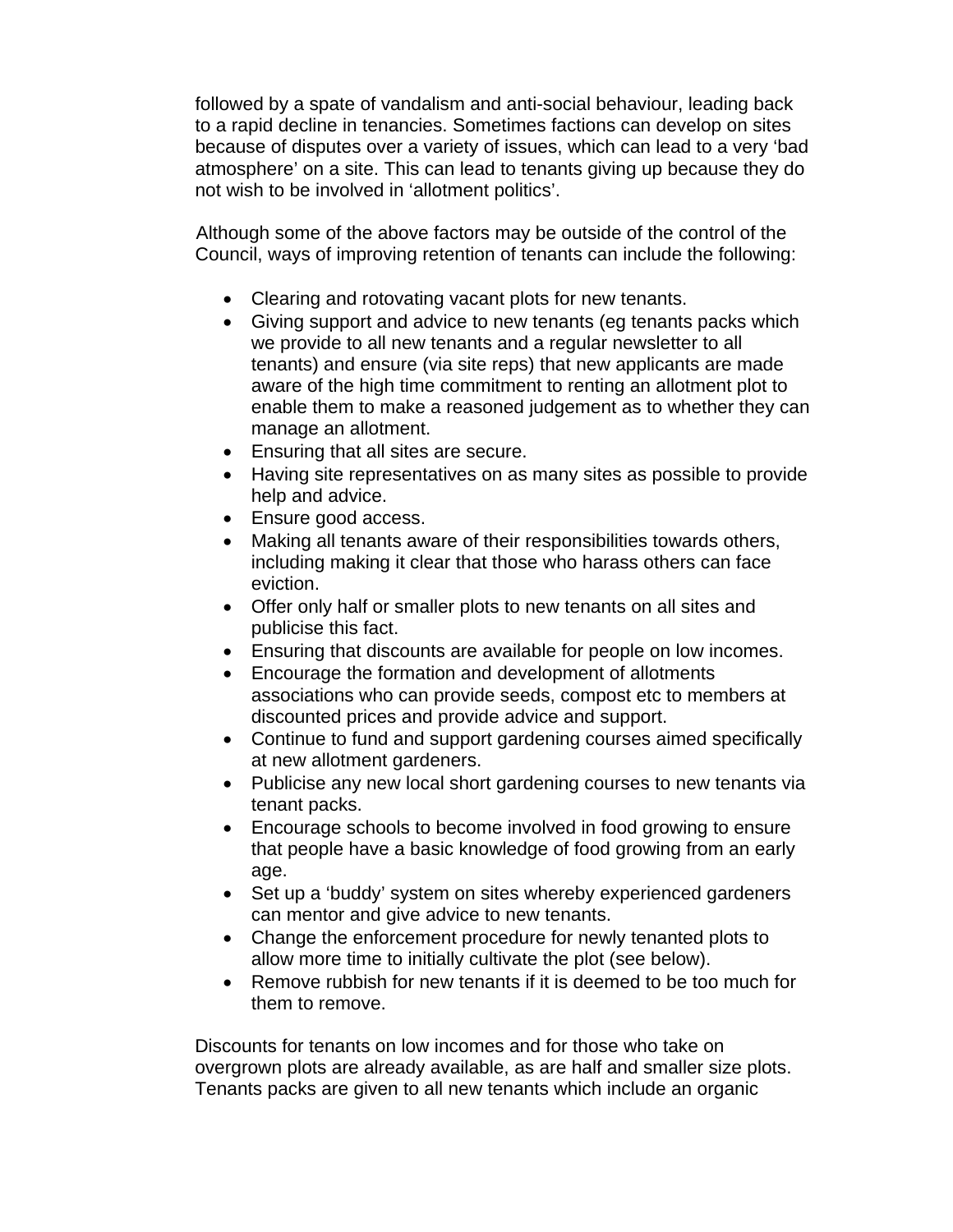followed by a spate of vandalism and anti-social behaviour, leading back to a rapid decline in tenancies. Sometimes factions can develop on sites because of disputes over a variety of issues, which can lead to a very 'bad atmosphere' on a site. This can lead to tenants giving up because they do not wish to be involved in 'allotment politics'.

Although some of the above factors may be outside of the control of the Council, ways of improving retention of tenants can include the following:

- Clearing and rotovating vacant plots for new tenants.
- Giving support and advice to new tenants (eg tenants packs which we provide to all new tenants and a regular newsletter to all tenants) and ensure (via site reps) that new applicants are made aware of the high time commitment to renting an allotment plot to enable them to make a reasoned judgement as to whether they can manage an allotment.
- Ensuring that all sites are secure.
- Having site representatives on as many sites as possible to provide help and advice.
- Ensure good access.
- Making all tenants aware of their responsibilities towards others, including making it clear that those who harass others can face eviction.
- Offer only half or smaller plots to new tenants on all sites and publicise this fact.
- Ensuring that discounts are available for people on low incomes.
- Encourage the formation and development of allotments associations who can provide seeds, compost etc to members at discounted prices and provide advice and support.
- Continue to fund and support gardening courses aimed specifically at new allotment gardeners.
- Publicise any new local short gardening courses to new tenants via tenant packs.
- Encourage schools to become involved in food growing to ensure that people have a basic knowledge of food growing from an early age.
- Set up a 'buddy' system on sites whereby experienced gardeners can mentor and give advice to new tenants.
- Change the enforcement procedure for newly tenanted plots to allow more time to initially cultivate the plot (see below).
- Remove rubbish for new tenants if it is deemed to be too much for them to remove.

Discounts for tenants on low incomes and for those who take on overgrown plots are already available, as are half and smaller size plots. Tenants packs are given to all new tenants which include an organic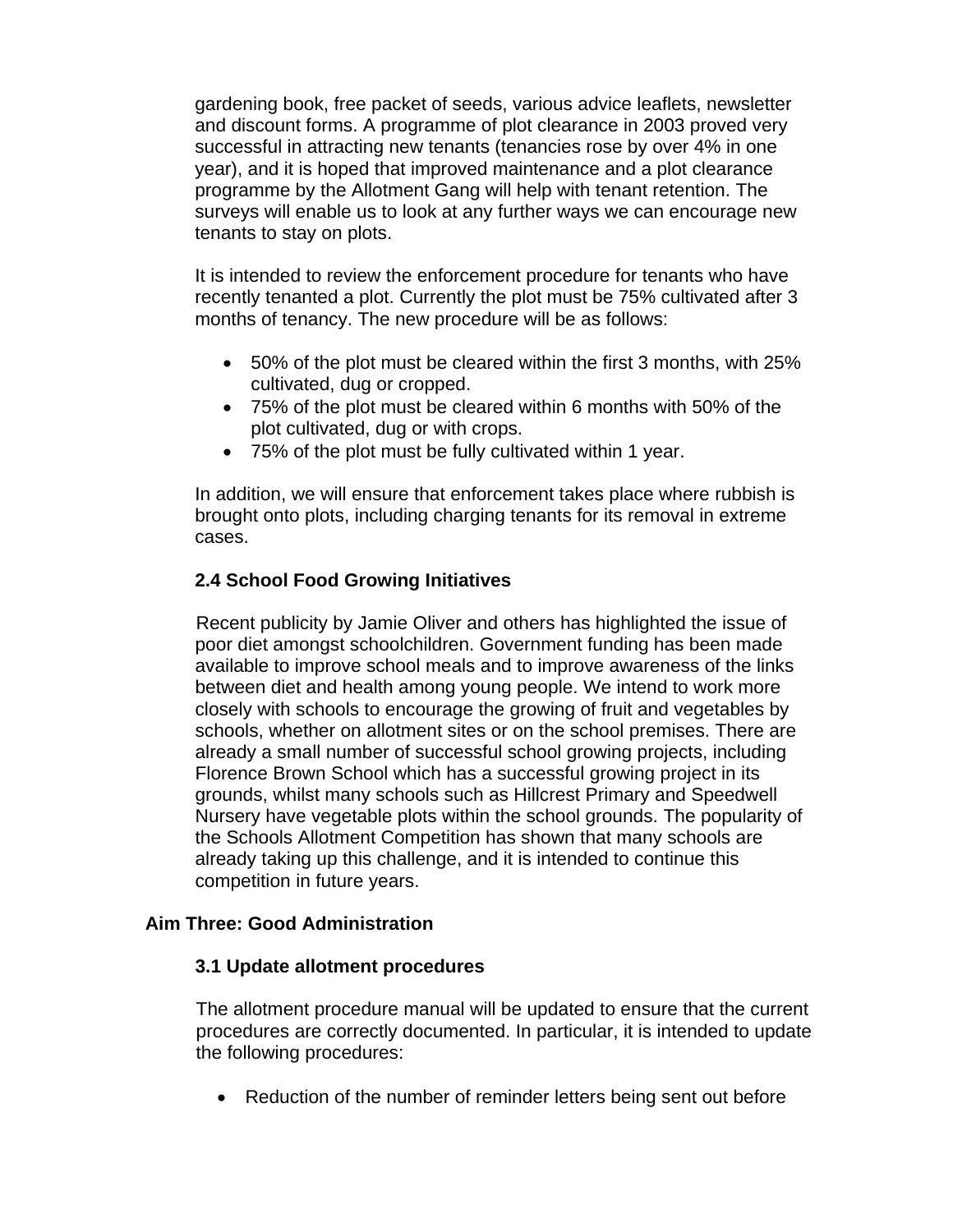gardening book, free packet of seeds, various advice leaflets, newsletter and discount forms. A programme of plot clearance in 2003 proved very successful in attracting new tenants (tenancies rose by over 4% in one year), and it is hoped that improved maintenance and a plot clearance programme by the Allotment Gang will help with tenant retention. The surveys will enable us to look at any further ways we can encourage new tenants to stay on plots.

It is intended to review the enforcement procedure for tenants who have recently tenanted a plot. Currently the plot must be 75% cultivated after 3 months of tenancy. The new procedure will be as follows:

- 50% of the plot must be cleared within the first 3 months, with 25% cultivated, dug or cropped.
- 75% of the plot must be cleared within 6 months with 50% of the plot cultivated, dug or with crops.
- 75% of the plot must be fully cultivated within 1 year.

In addition, we will ensure that enforcement takes place where rubbish is brought onto plots, including charging tenants for its removal in extreme cases.

### 2.4 School Food Growing Initiatives

Recent publicity by Jamie Oliver and others has highlighted the issue of poor diet amongst schoolchildren. Government funding has been made available to improve school meals and to improve awareness of the links between diet and health among young people. We intend to work more closely with schools to encourage the growing of fruit and vegetables by schools, whether on allotment sites or on the school premises. There are already a small number of successful school growing projects, including Florence Brown School which has a successful growing project in its grounds, whilst many schools such as Hillcrest Primary and Speedwell Nursery have vegetable plots within the school grounds. The popularity of the Schools Allotment Competition has shown that many schools are already taking up this challenge, and it is intended to continue this competition in future years.

## Aim Three: Good Administration

### 3.1 Update allotment procedures

The allotment procedure manual will be updated to ensure that the current procedures are correctly documented. In particular, it is intended to update the following procedures:

- Reduction of the number of reminder letters being sent out before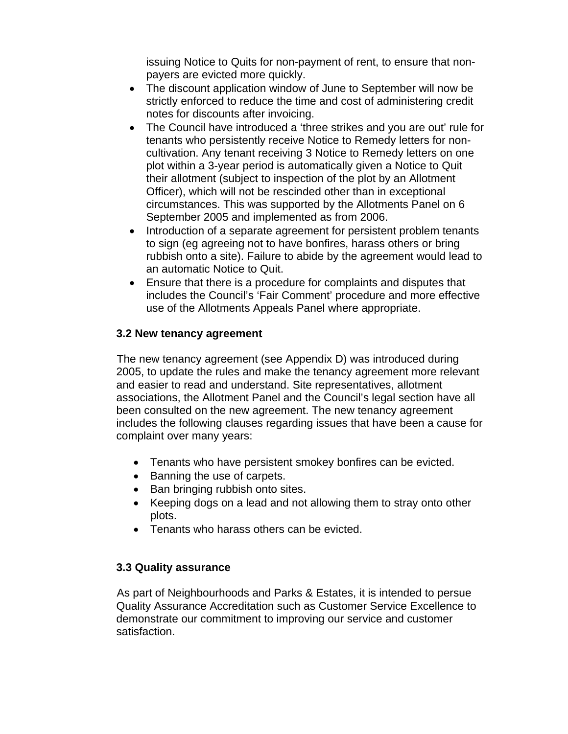issuing Notice to Quits for non-payment of rent, to ensure that non-payers are evicted more quickly.

- The discount application window of June to September will now be strictly enforced to reduce the time and cost of administering credit notes for discounts after invoicing.
- The Council have introduced a 'three strikes and you are out' rule for tenants who persistently receive Notice to Remedy letters for non-cultivation. Any tenant receiving 3 Notice to Remedy letters on one plot within a 3-year period is automatically given a Notice to Quit their allotment (subject to inspection of the plot by an Allotment Officer), which will not be rescinded other than in exceptional circumstances. This was supported by the Allotments Panel on 6 September 2005 and implemented as from 2006.
- Introduction of a separate agreement for persistent problem tenants to sign (eg agreeing not to have bonfires, harass others or bring rubbish onto a site). Failure to abide by the agreement would lead to an automatic Notice to Quit.
- Ensure that there is a procedure for complaints and disputes that includes the Council's 'Fair Comment' procedure and more effective use of the Allotments Appeals Panel where appropriate.

### 3.2 New tenancy agreement

The new tenancy agreement (see Appendix D) was introduced during 2005, to update the rules and make the tenancy agreement more relevant and easier to read and understand. Site representatives, allotment associations, the Allotment Panel and the Council's legal section have all been consulted on the new agreement. The new tenancy agreement includes the following clauses regarding issues that have been a cause for complaint over many years:

- Tenants who have persistent smokey bonfires can be evicted.
- Banning the use of carpets.
- Ban bringing rubbish onto sites.
- Keeping dogs on a lead and not allowing them to stray onto other plots.
- Tenants who harass others can be evicted.

### 3.3 Quality assurance

As part of Neighbourhoods and Parks & Estates, it is intended to persue Quality Assurance Accreditation such as Customer Service Excellence to demonstrate our commitment to improving our service and customer satisfaction.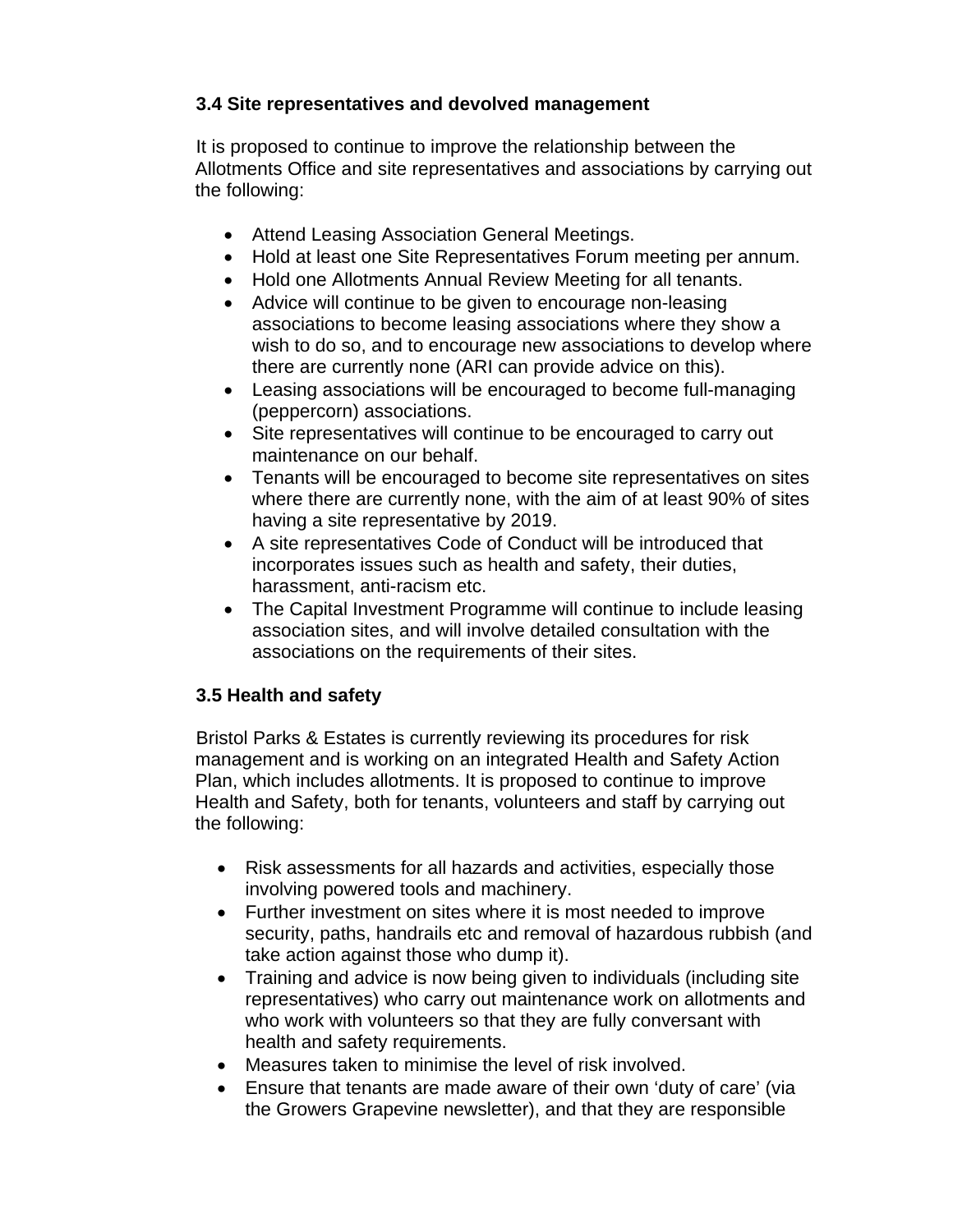### 3.4 Site representatives and devolved management

It is proposed to continue to improve the relationship between the Allotments Office and site representatives and associations by carrying out the following:

- Attend Leasing Association General Meetings.
- Hold at least one Site Representatives Forum meeting per annum.
- Hold one Allotments Annual Review Meeting for all tenants.
- Advice will continue to be given to encourage non-leasing associations to become leasing associations where they show a wish to do so, and to encourage new associations to develop where there are currently none (ARI can provide advice on this).
- Leasing associations will be encouraged to become full-managing (peppercorn) associations.
- Site representatives will continue to be encouraged to carry out maintenance on our behalf.
- Tenants will be encouraged to become site representatives on sites where there are currently none, with the aim of at least 90% of sites having a site representative by 2019.
- A site representatives Code of Conduct will be introduced that incorporates issues such as health and safety, their duties, harassment, anti-racism etc.
- The Capital Investment Programme will continue to include leasing association sites, and will involve detailed consultation with the associations on the requirements of their sites.

### 3.5 Health and safety

Bristol Parks & Estates is currently reviewing its procedures for risk management and is working on an integrated Health and Safety Action Plan, which includes allotments. It is proposed to continue to improve Health and Safety, both for tenants, volunteers and staff by carrying out the following:

- Risk assessments for all hazards and activities, especially those involving powered tools and machinery.
- Further investment on sites where it is most needed to improve security, paths, handrails etc and removal of hazardous rubbish (and take action against those who dump it).
- Training and advice is now being given to individuals (including site representatives) who carry out maintenance work on allotments and who work with volunteers so that they are fully conversant with health and safety requirements.
- Measures taken to minimise the level of risk involved.
- Ensure that tenants are made aware of their own 'duty of care' (via the Growers Grapevine newsletter), and that they are responsible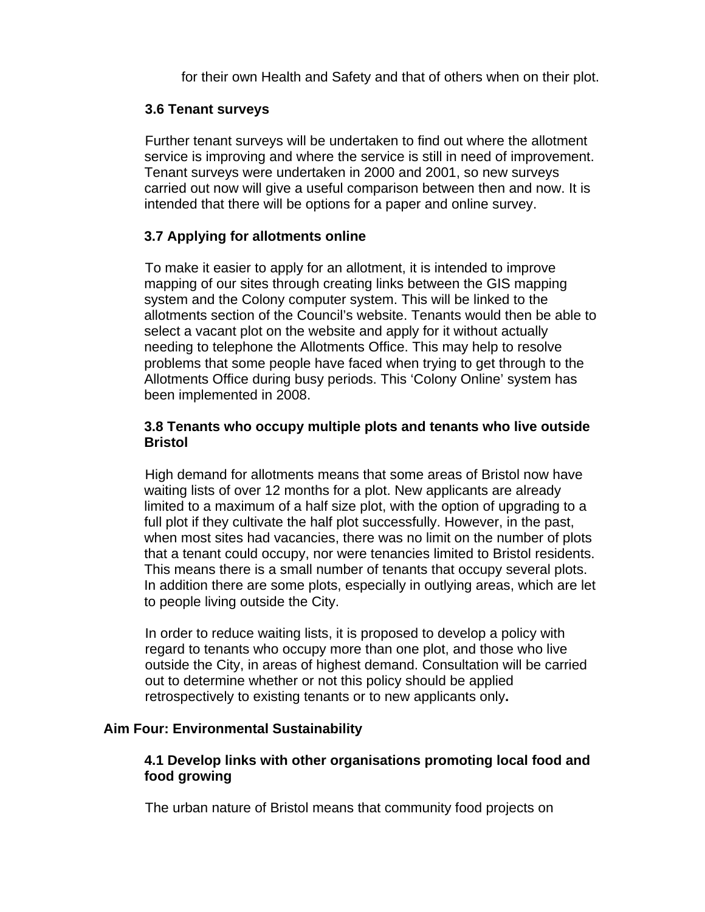for their own Health and Safety and that of others when on their plot.

### 3.6 Tenant surveys

Further tenant surveys will be undertaken to find out where the allotment service is improving and where the service is still in need of improvement. Tenant surveys were undertaken in 2000 and 2001, so new surveys carried out now will give a useful comparison between then and now. It is intended that there will be options for a paper and online survey.

### 3.7 Applying for allotments online

To make it easier to apply for an allotment, it is intended to improve mapping of our sites through creating links between the GIS mapping system and the Colony computer system. This will be linked to the allotments section of the Council's website. Tenants would then be able to select a vacant plot on the website and apply for it without actually needing to telephone the Allotments Office. This may help to resolve problems that some people have faced when trying to get through to the Allotments Office during busy periods. This 'Colony Online' system has been implemented in 2008.

### 3.8 Tenants who occupy multiple plots and tenants who live outside Bristol

High demand for allotments means that some areas of Bristol now have waiting lists of over 12 months for a plot. New applicants are already limited to a maximum of a half size plot, with the option of upgrading to a full plot if they cultivate the half plot successfully. However, in the past, when most sites had vacancies, there was no limit on the number of plots that a tenant could occupy, nor were tenancies limited to Bristol residents. This means there is a small number of tenants that occupy several plots. In addition there are some plots, especially in outlying areas, which are let to people living outside the City.

In order to reduce waiting lists, it is proposed to develop a policy with regard to tenants who occupy more than one plot, and those who live outside the City, in areas of highest demand. Consultation will be carried out to determine whether or not this policy should be applied retrospectively to existing tenants or to new applicants only**.**

## Aim Four: Environmental Sustainability

### 4.1 Develop links with other organisations promoting local food and food growing

The urban nature of Bristol means that community food projects on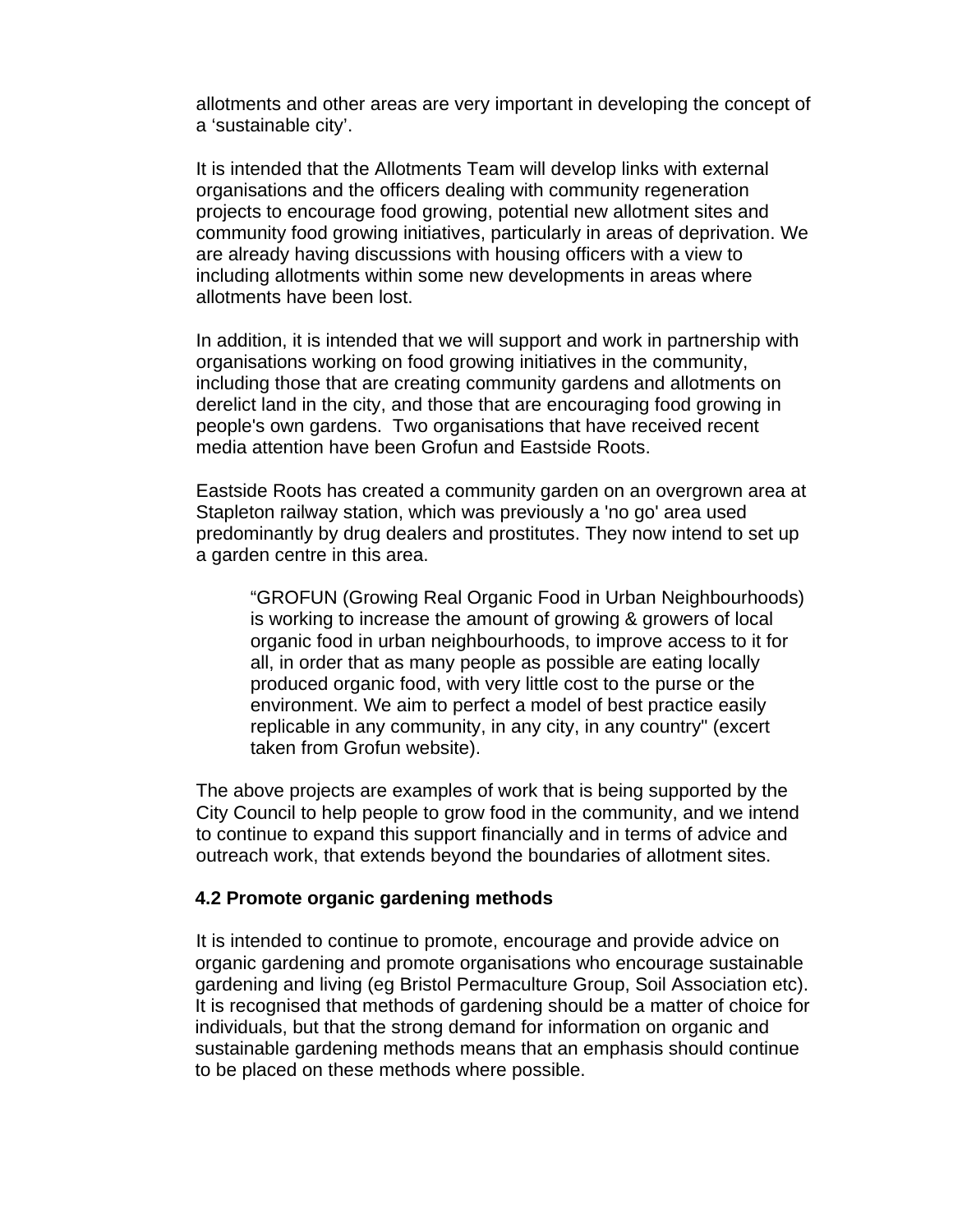allotments and other areas are very important in developing the concept of a 'sustainable city'.

It is intended that the Allotments Team will develop links with external organisations and the officers dealing with community regeneration projects to encourage food growing, potential new allotment sites and community food growing initiatives, particularly in areas of deprivation. We are already having discussions with housing officers with a view to including allotments within some new developments in areas where allotments have been lost.

In addition, it is intended that we will support and work in partnership with organisations working on food growing initiatives in the community, including those that are creating community gardens and allotments on derelict land in the city, and those that are encouraging food growing in people's own gardens. Two organisations that have received recent media attention have been Grofun and Eastside Roots.

Eastside Roots has created a community garden on an overgrown area at Stapleton railway station, which was previously a 'no go' area used predominantly by drug dealers and prostitutes. They now intend to set up a garden centre in this area.

> "GROFUN (Growing Real Organic Food in Urban Neighbourhoods) is working to increase the amount of growing & growers of local organic food in urban neighbourhoods, to improve access to it for all, in order that as many people as possible are eating locally produced organic food, with very little cost to the purse or the environment. We aim to perfect a model of best practice easily replicable in any community, in any city, in any country" (excert taken from Grofun website).

The above projects are examples of work that is being supported by the City Council to help people to grow food in the community, and we intend to continue to expand this support financially and in terms of advice and outreach work, that extends beyond the boundaries of allotment sites.

### 4.2 Promote organic gardening methods

It is intended to continue to promote, encourage and provide advice on organic gardening and promote organisations who encourage sustainable gardening and living (eg Bristol Permaculture Group, Soil Association etc). It is recognised that methods of gardening should be a matter of choice for individuals, but that the strong demand for information on organic and sustainable gardening methods means that an emphasis should continue to be placed on these methods where possible.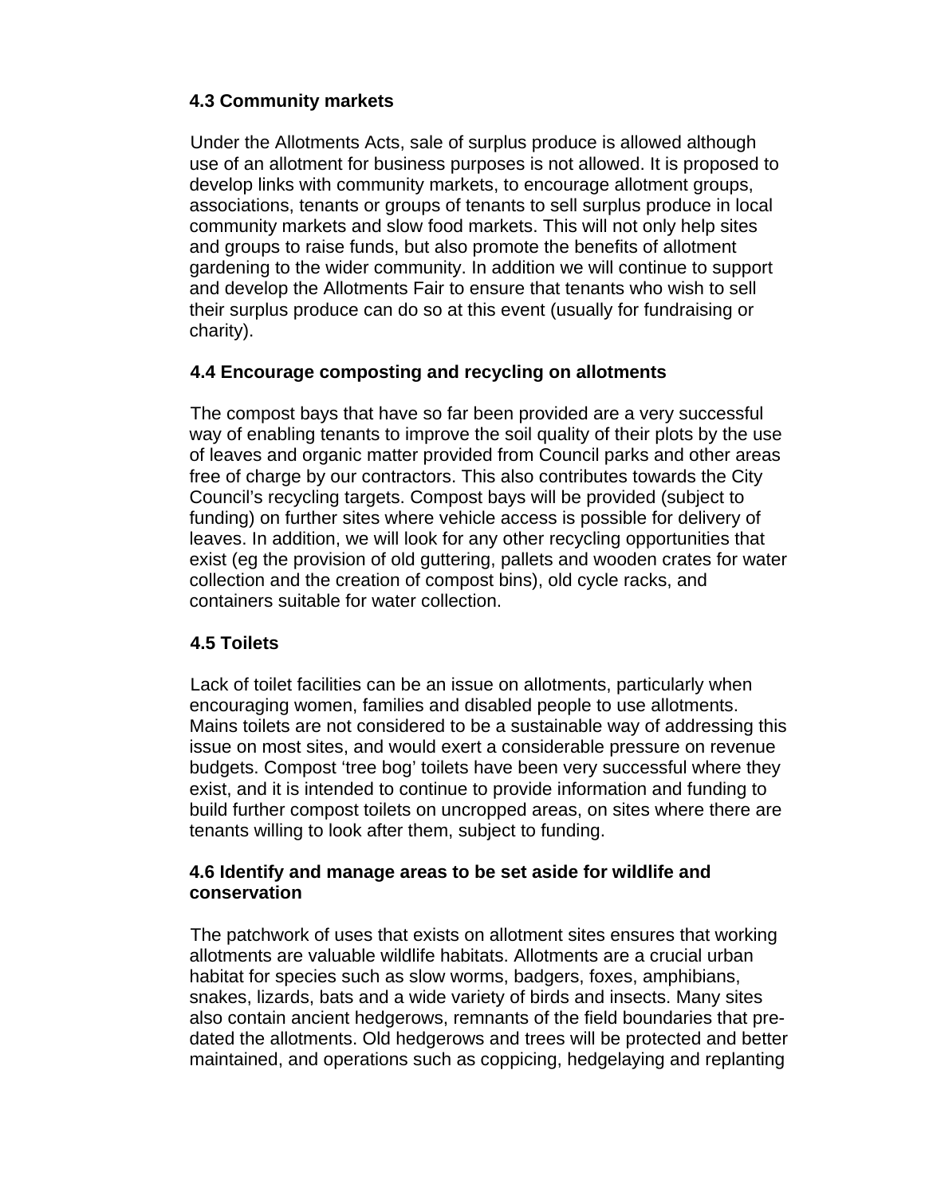### 4.3 Community markets

Under the Allotments Acts, sale of surplus produce is allowed although use of an allotment for business purposes is not allowed. It is proposed to develop links with community markets, to encourage allotment groups, associations, tenants or groups of tenants to sell surplus produce in local community markets and slow food markets. This will not only help sites and groups to raise funds, but also promote the benefits of allotment gardening to the wider community. In addition we will continue to support and develop the Allotments Fair to ensure that tenants who wish to sell their surplus produce can do so at this event (usually for fundraising or charity).

### 4.4 Encourage composting and recycling on allotments

The compost bays that have so far been provided are a very successful way of enabling tenants to improve the soil quality of their plots by the use of leaves and organic matter provided from Council parks and other areas free of charge by our contractors. This also contributes towards the City Council's recycling targets. Compost bays will be provided (subject to funding) on further sites where vehicle access is possible for delivery of leaves. In addition, we will look for any other recycling opportunities that exist (eg the provision of old guttering, pallets and wooden crates for water collection and the creation of compost bins), old cycle racks, and containers suitable for water collection.

### 4.5 Toilets

Lack of toilet facilities can be an issue on allotments, particularly when encouraging women, families and disabled people to use allotments. Mains toilets are not considered to be a sustainable way of addressing this issue on most sites, and would exert a considerable pressure on revenue budgets. Compost 'tree bog' toilets have been very successful where they exist, and it is intended to continue to provide information and funding to build further compost toilets on uncropped areas, on sites where there are tenants willing to look after them, subject to funding.

### 4.6 Identify and manage areas to be set aside for wildlife and conservation

The patchwork of uses that exists on allotment sites ensures that working allotments are valuable wildlife habitats. Allotments are a crucial urban habitat for species such as slow worms, badgers, foxes, amphibians, snakes, lizards, bats and a wide variety of birds and insects. Many sites also contain ancient hedgerows, remnants of the field boundaries that pre-dated the allotments. Old hedgerows and trees will be protected and better maintained, and operations such as coppicing, hedgelaying and replanting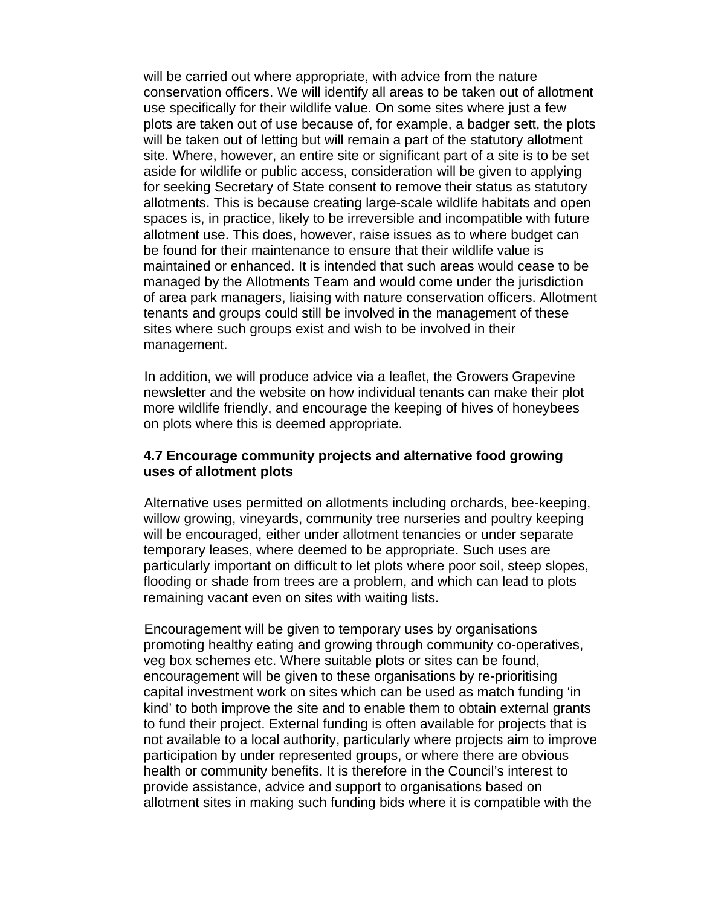will be carried out where appropriate, with advice from the nature conservation officers. We will identify all areas to be taken out of allotment use specifically for their wildlife value. On some sites where just a few plots are taken out of use because of, for example, a badger sett, the plots will be taken out of letting but will remain a part of the statutory allotment site. Where, however, an entire site or significant part of a site is to be set aside for wildlife or public access, consideration will be given to applying for seeking Secretary of State consent to remove their status as statutory allotments. This is because creating large-scale wildlife habitats and open spaces is, in practice, likely to be irreversible and incompatible with future allotment use. This does, however, raise issues as to where budget can be found for their maintenance to ensure that their wildlife value is maintained or enhanced. It is intended that such areas would cease to be managed by the Allotments Team and would come under the jurisdiction of area park managers, liaising with nature conservation officers. Allotment tenants and groups could still be involved in the management of these sites where such groups exist and wish to be involved in their management.

In addition, we will produce advice via a leaflet, the Growers Grapevine newsletter and the website on how individual tenants can make their plot more wildlife friendly, and encourage the keeping of hives of honeybees on plots where this is deemed appropriate.

### 4.7 Encourage community projects and alternative food growing uses of allotment plots

Alternative uses permitted on allotments including orchards, bee-keeping, willow growing, vineyards, community tree nurseries and poultry keeping will be encouraged, either under allotment tenancies or under separate temporary leases, where deemed to be appropriate. Such uses are particularly important on difficult to let plots where poor soil, steep slopes, flooding or shade from trees are a problem, and which can lead to plots remaining vacant even on sites with waiting lists.

Encouragement will be given to temporary uses by organisations promoting healthy eating and growing through community co-operatives, veg box schemes etc. Where suitable plots or sites can be found, encouragement will be given to these organisations by re-prioritising capital investment work on sites which can be used as match funding 'in kind' to both improve the site and to enable them to obtain external grants to fund their project. External funding is often available for projects that is not available to a local authority, particularly where projects aim to improve participation by under represented groups, or where there are obvious health or community benefits. It is therefore in the Council's interest to provide assistance, advice and support to organisations based on allotment sites in making such funding bids where it is compatible with the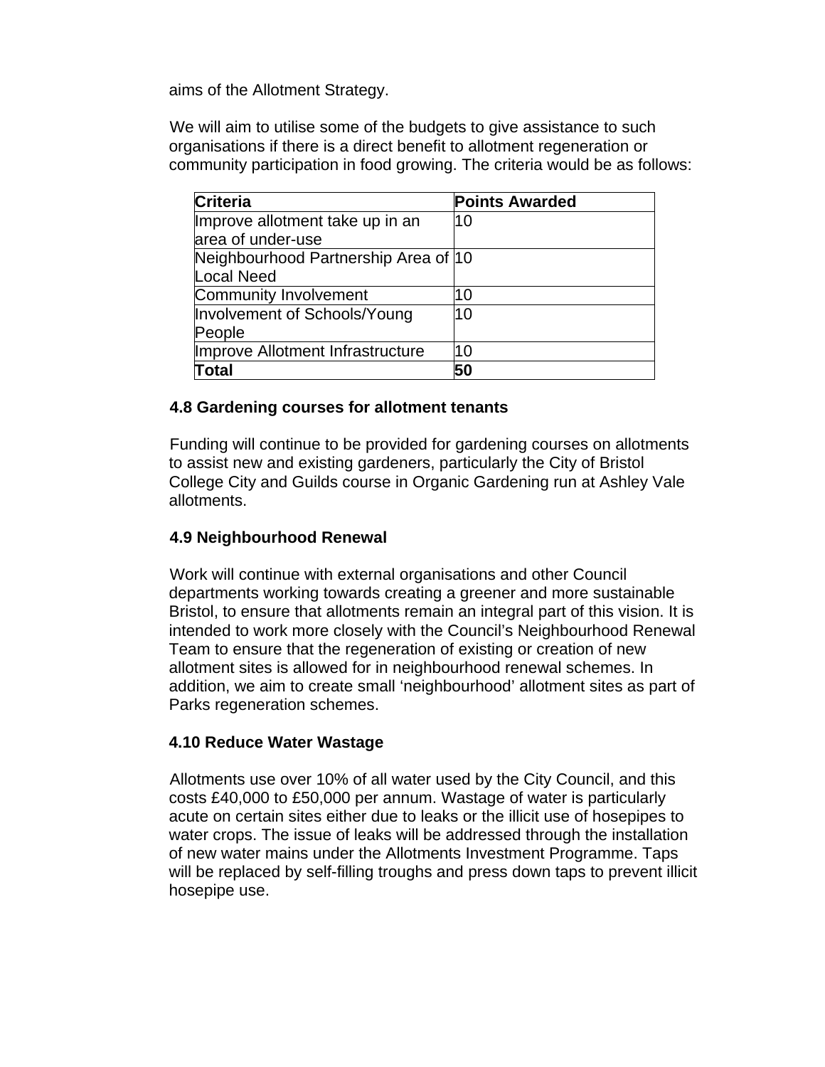aims of the Allotment Strategy.

We will aim to utilise some of the budgets to give assistance to such organisations if there is a direct benefit to allotment regeneration or community participation in food growing. The criteria would be as follows:

| **Criteria** | **Points Awarded** |
|---|---|
| Improve allotment take up in an area of under-use | 10 |
| Neighbourhood Partnership Area of Local Need | 10 |
| Community Involvement | 10 |
| Involvement of Schools/Young People | 10 |
| Improve Allotment Infrastructure | 10 |
| **Total** | **50** |

### 4.8 Gardening courses for allotment tenants

Funding will continue to be provided for gardening courses on allotments to assist new and existing gardeners, particularly the City of Bristol College City and Guilds course in Organic Gardening run at Ashley Vale allotments.

### 4.9 Neighbourhood Renewal

Work will continue with external organisations and other Council departments working towards creating a greener and more sustainable Bristol, to ensure that allotments remain an integral part of this vision. It is intended to work more closely with the Council's Neighbourhood Renewal Team to ensure that the regeneration of existing or creation of new allotment sites is allowed for in neighbourhood renewal schemes. In addition, we aim to create small 'neighbourhood' allotment sites as part of Parks regeneration schemes.

### 4.10 Reduce Water Wastage

Allotments use over 10% of all water used by the City Council, and this costs £40,000 to £50,000 per annum. Wastage of water is particularly acute on certain sites either due to leaks or the illicit use of hosepipes to water crops. The issue of leaks will be addressed through the installation of new water mains under the Allotments Investment Programme. Taps will be replaced by self-filling troughs and press down taps to prevent illicit hosepipe use.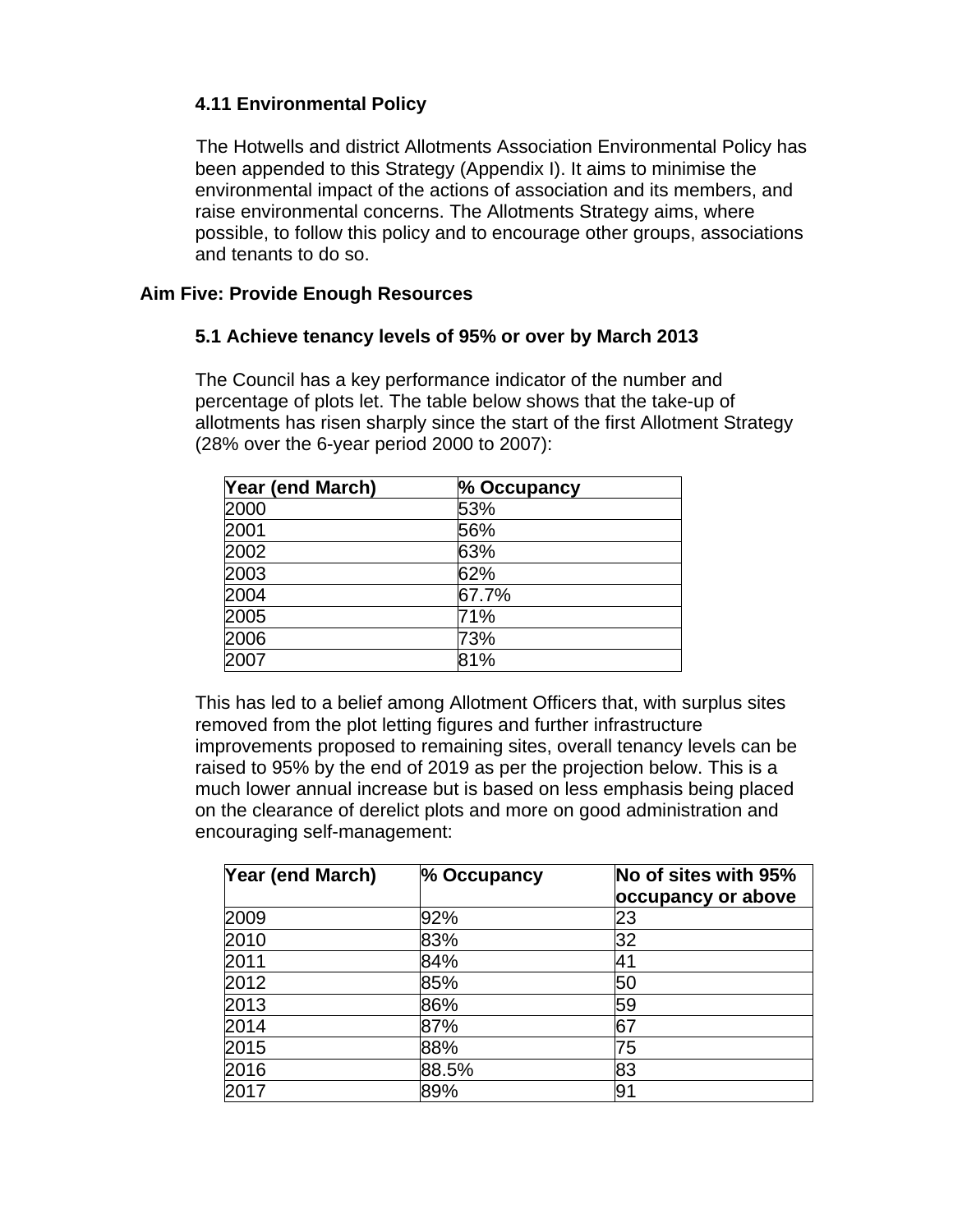### 4.11 Environmental Policy

The Hotwells and district Allotments Association Environmental Policy has been appended to this Strategy (Appendix I). It aims to minimise the environmental impact of the actions of association and its members, and raise environmental concerns. The Allotments Strategy aims, where possible, to follow this policy and to encourage other groups, associations and tenants to do so.

## Aim Five: Provide Enough Resources

### 5.1 Achieve tenancy levels of 95% or over by March 2013

The Council has a key performance indicator of the number and percentage of plots let. The table below shows that the take-up of allotments has risen sharply since the start of the first Allotment Strategy (28% over the 6-year period 2000 to 2007):

| Year (end March) | % Occupancy |
|---|---|
| 2000 | 53% |
| 2001 | 56% |
| 2002 | 63% |
| 2003 | 62% |
| 2004 | 67.7% |
| 2005 | 71% |
| 2006 | 73% |
| 2007 | 81% |

This has led to a belief among Allotment Officers that, with surplus sites removed from the plot letting figures and further infrastructure improvements proposed to remaining sites, overall tenancy levels can be raised to 95% by the end of 2019 as per the projection below. This is a much lower annual increase but is based on less emphasis being placed on the clearance of derelict plots and more on good administration and encouraging self-management:

| Year (end March) | % Occupancy | No of sites with 95% occupancy or above |
|---|---|---|
| 2009 | 92% | 23 |
| 2010 | 83% | 32 |
| 2011 | 84% | 41 |
| 2012 | 85% | 50 |
| 2013 | 86% | 59 |
| 2014 | 87% | 67 |
| 2015 | 88% | 75 |
| 2016 | 88.5% | 83 |
| 2017 | 89% | 91 |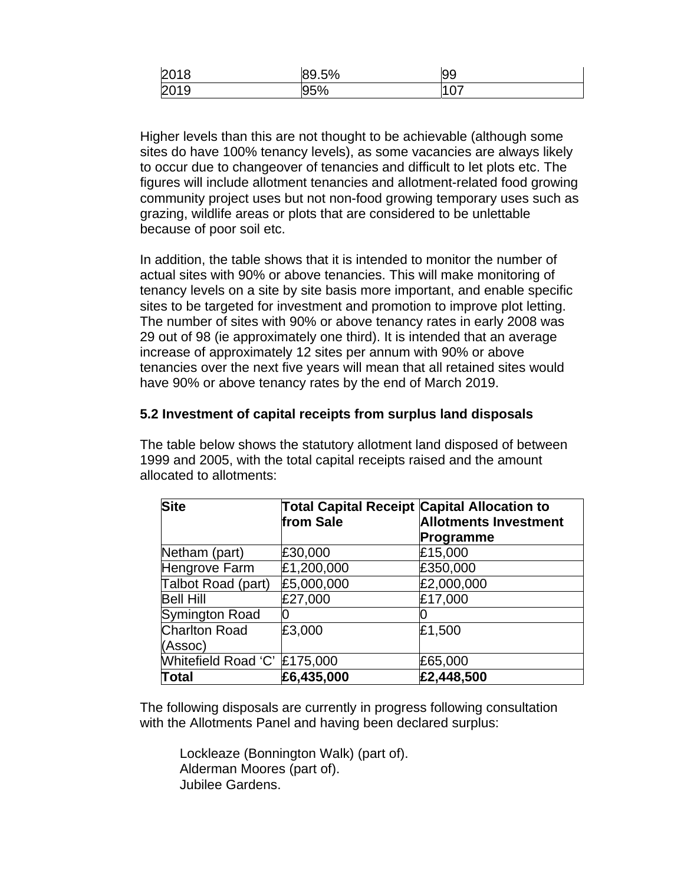| 2018 | 89.5% | 99 |
|---|---|---|
| 2019 | 95% | 107 |

Higher levels than this are not thought to be achievable (although some sites do have 100% tenancy levels), as some vacancies are always likely to occur due to changeover of tenancies and difficult to let plots etc. The figures will include allotment tenancies and allotment-related food growing community project uses but not non-food growing temporary uses such as grazing, wildlife areas or plots that are considered to be unlettable because of poor soil etc.

In addition, the table shows that it is intended to monitor the number of actual sites with 90% or above tenancies. This will make monitoring of tenancy levels on a site by site basis more important, and enable specific sites to be targeted for investment and promotion to improve plot letting. The number of sites with 90% or above tenancy rates in early 2008 was 29 out of 98 (ie approximately one third). It is intended that an average increase of approximately 12 sites per annum with 90% or above tenancies over the next five years will mean that all retained sites would have 90% or above tenancy rates by the end of March 2019.

**5.2 Investment of capital receipts from surplus land disposals**

The table below shows the statutory allotment land disposed of between 1999 and 2005, with the total capital receipts raised and the amount allocated to allotments:

| Site | Total Capital Receipt from Sale | Capital Allocation to Allotments Investment Programme |
|---|---|---|
| Netham (part) | £30,000 | £15,000 |
| Hengrove Farm | £1,200,000 | £350,000 |
| Talbot Road (part) | £5,000,000 | £2,000,000 |
| Bell Hill | £27,000 | £17,000 |
| Symington Road | 0 | 0 |
| Charlton Road (Assoc) | £3,000 | £1,500 |
| Whitefield Road 'C' | £175,000 | £65,000 |
| **Total** | **£6,435,000** | **£2,448,500** |

The following disposals are currently in progress following consultation with the Allotments Panel and having been declared surplus:

Lockleaze (Bonnington Walk) (part of).
Alderman Moores (part of).
Jubilee Gardens.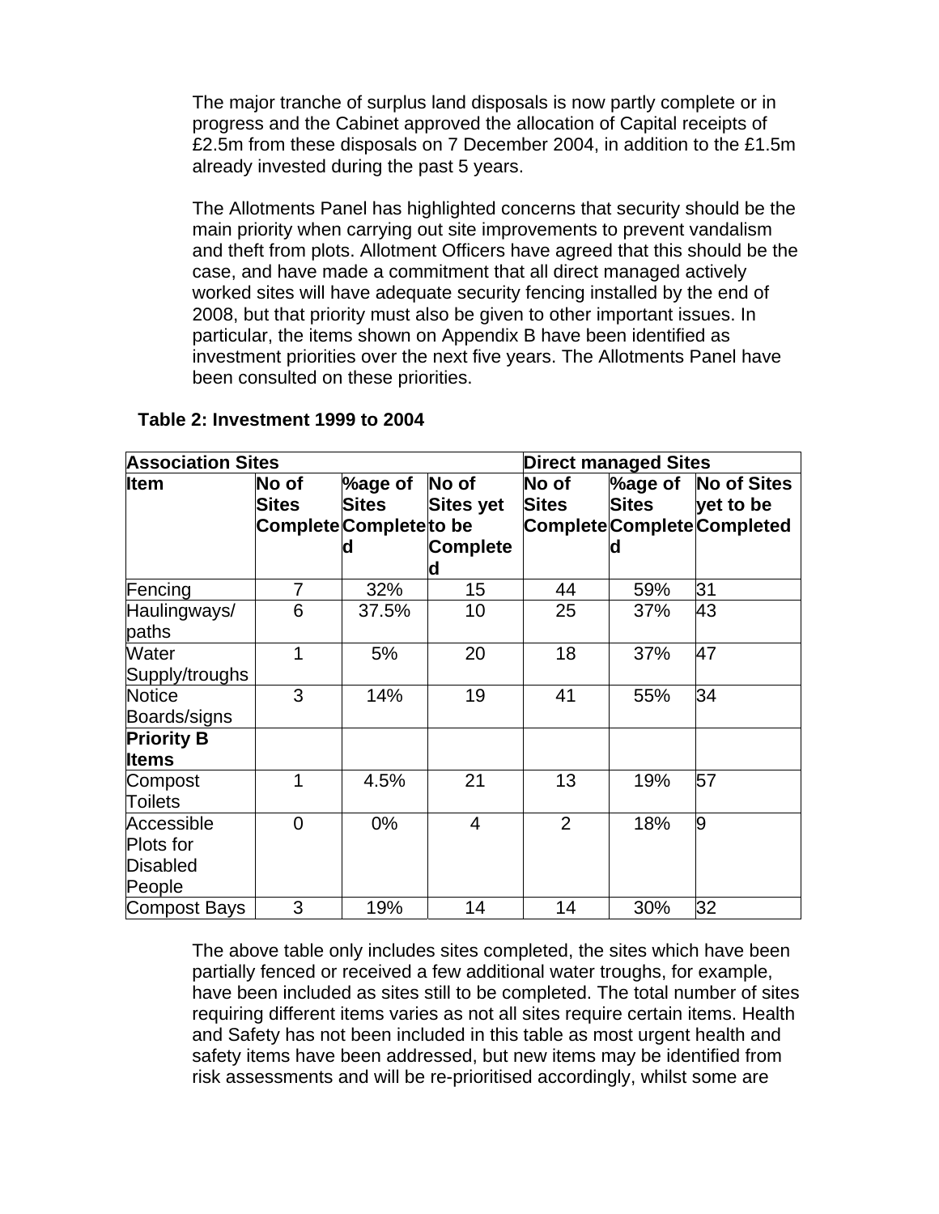The major tranche of surplus land disposals is now partly complete or in progress and the Cabinet approved the allocation of Capital receipts of £2.5m from these disposals on 7 December 2004, in addition to the £1.5m already invested during the past 5 years.

The Allotments Panel has highlighted concerns that security should be the main priority when carrying out site improvements to prevent vandalism and theft from plots. Allotment Officers have agreed that this should be the case, and have made a commitment that all direct managed actively worked sites will have adequate security fencing installed by the end of 2008, but that priority must also be given to other important issues. In particular, the items shown on Appendix B have been identified as investment priorities over the next five years. The Allotments Panel have been consulted on these priorities.

**Table 2: Investment 1999 to 2004**

| **Association Sites** | | | | **Direct managed Sites** | | |
|---|---|---|---|---|---|---|
| **Item** | **No of Sites Complete** | **%age of Sites Completed** | **No of Sites yet to be Completed** | **No of Sites Complete** | **%age of Sites Completed** | **No of Sites yet to be Completed** |
| Fencing | 7 | 32% | 15 | 44 | 59% | 31 |
| Haulingways/ paths | 6 | 37.5% | 10 | 25 | 37% | 43 |
| Water Supply/troughs | 1 | 5% | 20 | 18 | 37% | 47 |
| Notice Boards/signs | 3 | 14% | 19 | 41 | 55% | 34 |
| **Priority B Items** | | | | | | |
| Compost Toilets | 1 | 4.5% | 21 | 13 | 19% | 57 |
| Accessible Plots for Disabled People | 0 | 0% | 4 | 2 | 18% | 9 |
| Compost Bays | 3 | 19% | 14 | 14 | 30% | 32 |

The above table only includes sites completed, the sites which have been partially fenced or received a few additional water troughs, for example, have been included as sites still to be completed. The total number of sites requiring different items varies as not all sites require certain items. Health and Safety has not been included in this table as most urgent health and safety items have been addressed, but new items may be identified from risk assessments and will be re-prioritised accordingly, whilst some are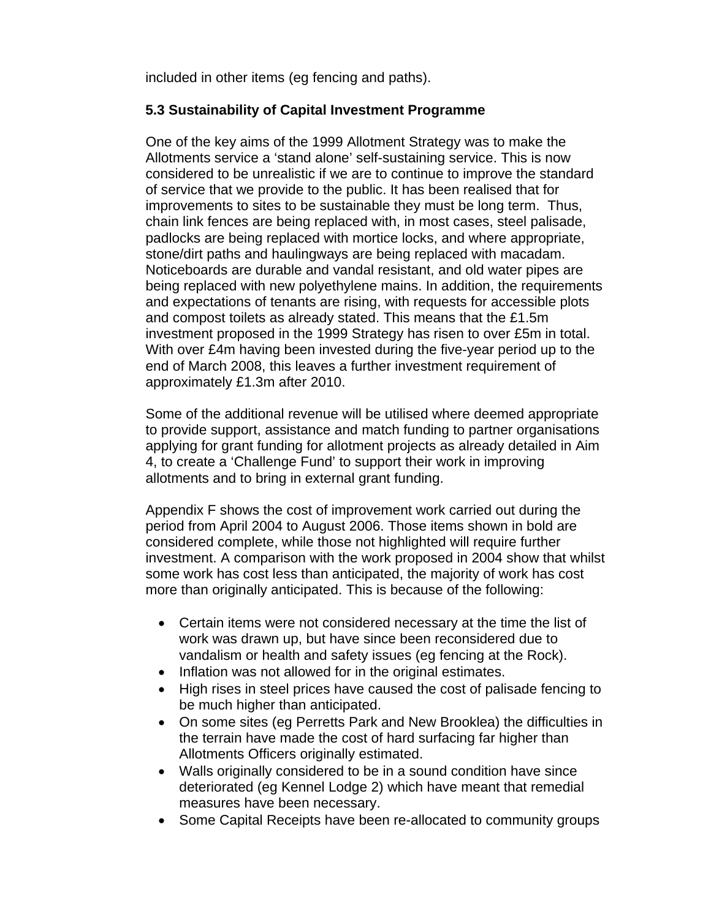included in other items (eg fencing and paths).

### 5.3 Sustainability of Capital Investment Programme

One of the key aims of the 1999 Allotment Strategy was to make the Allotments service a 'stand alone' self-sustaining service. This is now considered to be unrealistic if we are to continue to improve the standard of service that we provide to the public. It has been realised that for improvements to sites to be sustainable they must be long term. Thus, chain link fences are being replaced with, in most cases, steel palisade, padlocks are being replaced with mortice locks, and where appropriate, stone/dirt paths and haulingways are being replaced with macadam. Noticeboards are durable and vandal resistant, and old water pipes are being replaced with new polyethylene mains. In addition, the requirements and expectations of tenants are rising, with requests for accessible plots and compost toilets as already stated. This means that the £1.5m investment proposed in the 1999 Strategy has risen to over £5m in total. With over £4m having been invested during the five-year period up to the end of March 2008, this leaves a further investment requirement of approximately £1.3m after 2010.

Some of the additional revenue will be utilised where deemed appropriate to provide support, assistance and match funding to partner organisations applying for grant funding for allotment projects as already detailed in Aim 4, to create a 'Challenge Fund' to support their work in improving allotments and to bring in external grant funding.

Appendix F shows the cost of improvement work carried out during the period from April 2004 to August 2006. Those items shown in bold are considered complete, while those not highlighted will require further investment. A comparison with the work proposed in 2004 show that whilst some work has cost less than anticipated, the majority of work has cost more than originally anticipated. This is because of the following:

- Certain items were not considered necessary at the time the list of work was drawn up, but have since been reconsidered due to vandalism or health and safety issues (eg fencing at the Rock).
- Inflation was not allowed for in the original estimates.
- High rises in steel prices have caused the cost of palisade fencing to be much higher than anticipated.
- On some sites (eg Perretts Park and New Brooklea) the difficulties in the terrain have made the cost of hard surfacing far higher than Allotments Officers originally estimated.
- Walls originally considered to be in a sound condition have since deteriorated (eg Kennel Lodge 2) which have meant that remedial measures have been necessary.
- Some Capital Receipts have been re-allocated to community groups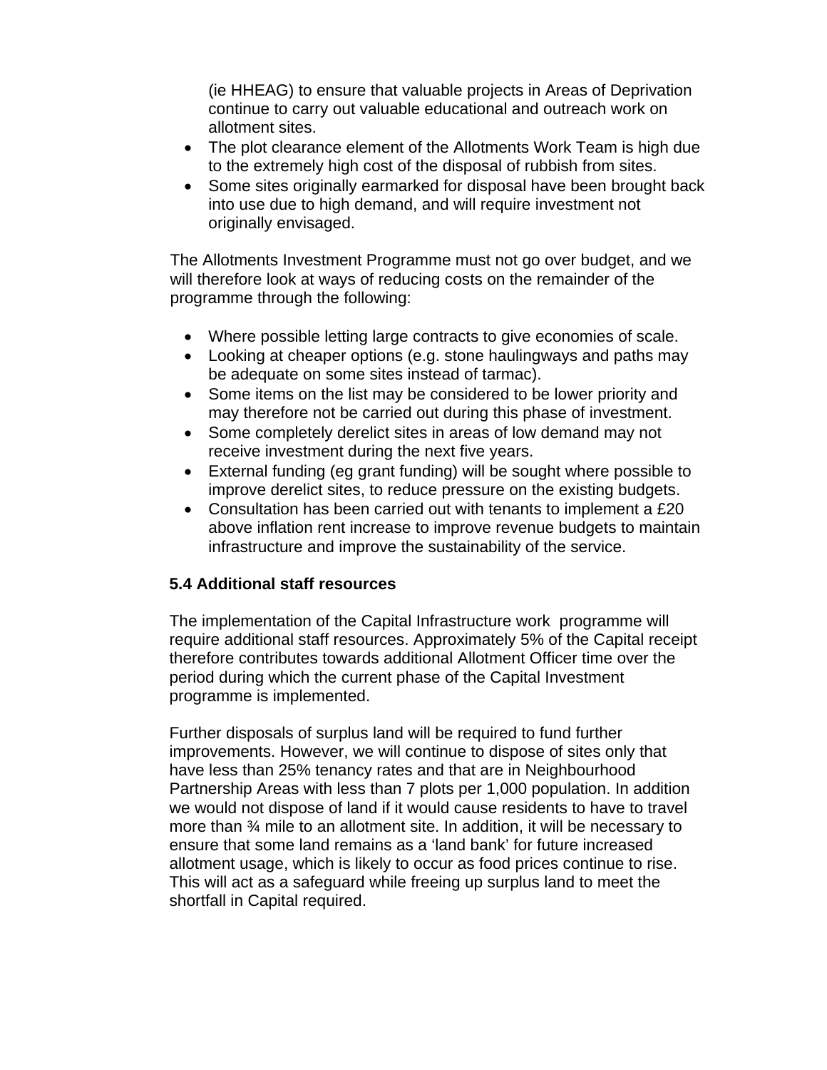(ie HHEAG) to ensure that valuable projects in Areas of Deprivation continue to carry out valuable educational and outreach work on allotment sites.

- The plot clearance element of the Allotments Work Team is high due to the extremely high cost of the disposal of rubbish from sites.
- Some sites originally earmarked for disposal have been brought back into use due to high demand, and will require investment not originally envisaged.

The Allotments Investment Programme must not go over budget, and we will therefore look at ways of reducing costs on the remainder of the programme through the following:

- Where possible letting large contracts to give economies of scale.
- Looking at cheaper options (e.g. stone haulingways and paths may be adequate on some sites instead of tarmac).
- Some items on the list may be considered to be lower priority and may therefore not be carried out during this phase of investment.
- Some completely derelict sites in areas of low demand may not receive investment during the next five years.
- External funding (eg grant funding) will be sought where possible to improve derelict sites, to reduce pressure on the existing budgets.
- Consultation has been carried out with tenants to implement a £20 above inflation rent increase to improve revenue budgets to maintain infrastructure and improve the sustainability of the service.

**5.4 Additional staff resources**

The implementation of the Capital Infrastructure work programme will require additional staff resources. Approximately 5% of the Capital receipt therefore contributes towards additional Allotment Officer time over the period during which the current phase of the Capital Investment programme is implemented.

Further disposals of surplus land will be required to fund further improvements. However, we will continue to dispose of sites only that have less than 25% tenancy rates and that are in Neighbourhood Partnership Areas with less than 7 plots per 1,000 population. In addition we would not dispose of land if it would cause residents to have to travel more than ¾ mile to an allotment site. In addition, it will be necessary to ensure that some land remains as a 'land bank' for future increased allotment usage, which is likely to occur as food prices continue to rise. This will act as a safeguard while freeing up surplus land to meet the shortfall in Capital required.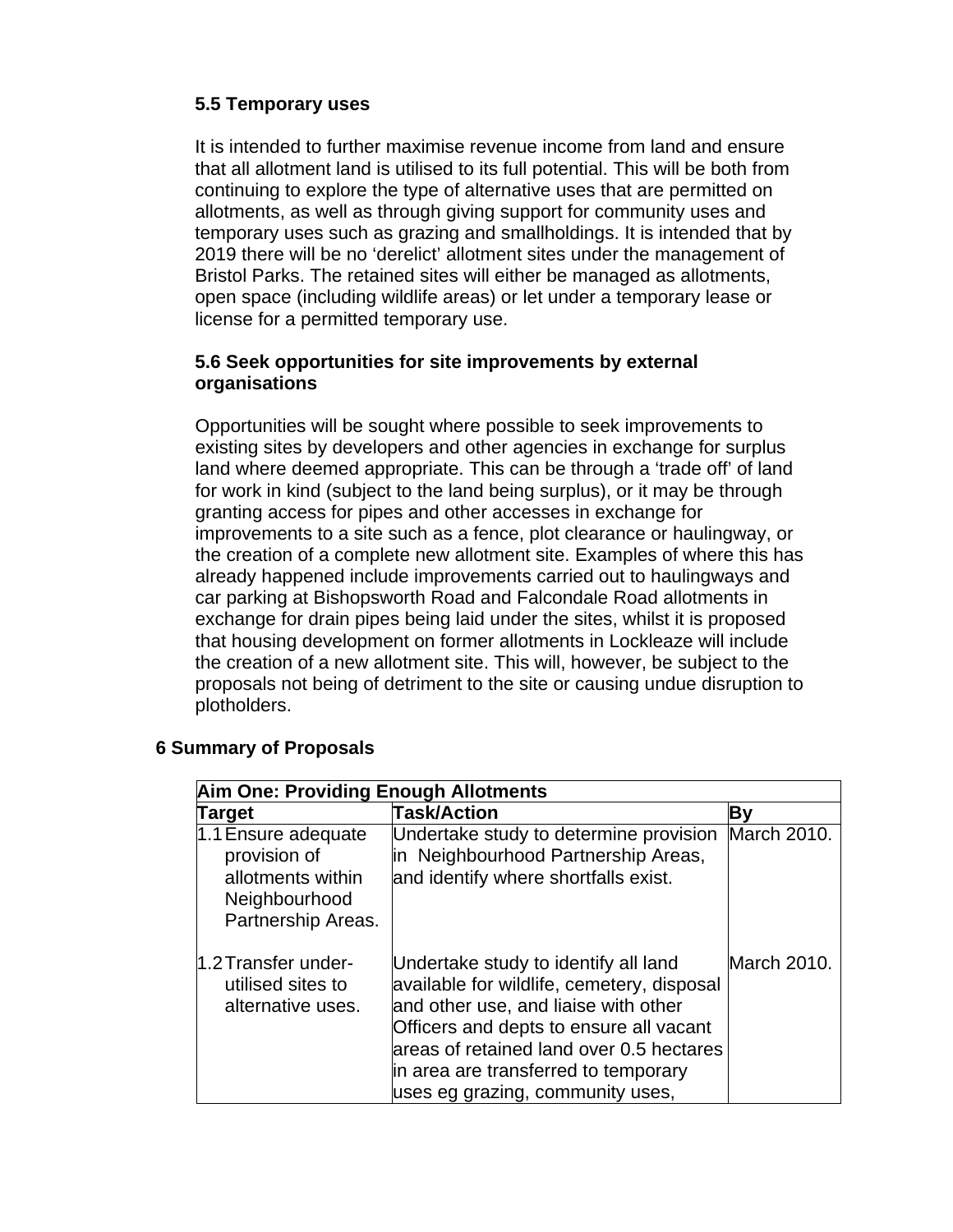### 5.5 Temporary uses

It is intended to further maximise revenue income from land and ensure that all allotment land is utilised to its full potential. This will be both from continuing to explore the type of alternative uses that are permitted on allotments, as well as through giving support for community uses and temporary uses such as grazing and smallholdings. It is intended that by 2019 there will be no 'derelict' allotment sites under the management of Bristol Parks. The retained sites will either be managed as allotments, open space (including wildlife areas) or let under a temporary lease or license for a permitted temporary use.

### 5.6 Seek opportunities for site improvements by external organisations

Opportunities will be sought where possible to seek improvements to existing sites by developers and other agencies in exchange for surplus land where deemed appropriate. This can be through a 'trade off' of land for work in kind (subject to the land being surplus), or it may be through granting access for pipes and other accesses in exchange for improvements to a site such as a fence, plot clearance or haulingway, or the creation of a complete new allotment site. Examples of where this has already happened include improvements carried out to haulingways and car parking at Bishopsworth Road and Falcondale Road allotments in exchange for drain pipes being laid under the sites, whilst it is proposed that housing development on former allotments in Lockleaze will include the creation of a new allotment site. This will, however, be subject to the proposals not being of detriment to the site or causing undue disruption to plotholders.

## 6 Summary of Proposals

| **Aim One: Providing Enough Allotments** | | |
|---|---|---|
| **Target** | **Task/Action** | **By** |
| 1.1 Ensure adequate provision of allotments within Neighbourhood Partnership Areas. | Undertake study to determine provision in Neighbourhood Partnership Areas, and identify where shortfalls exist. | March 2010. |
| 1.2 Transfer under-utilised sites to alternative uses. | Undertake study to identify all land available for wildlife, cemetery, disposal and other use, and liaise with other Officers and depts to ensure all vacant areas of retained land over 0.5 hectares in area are transferred to temporary uses eg grazing, community uses, | March 2010. |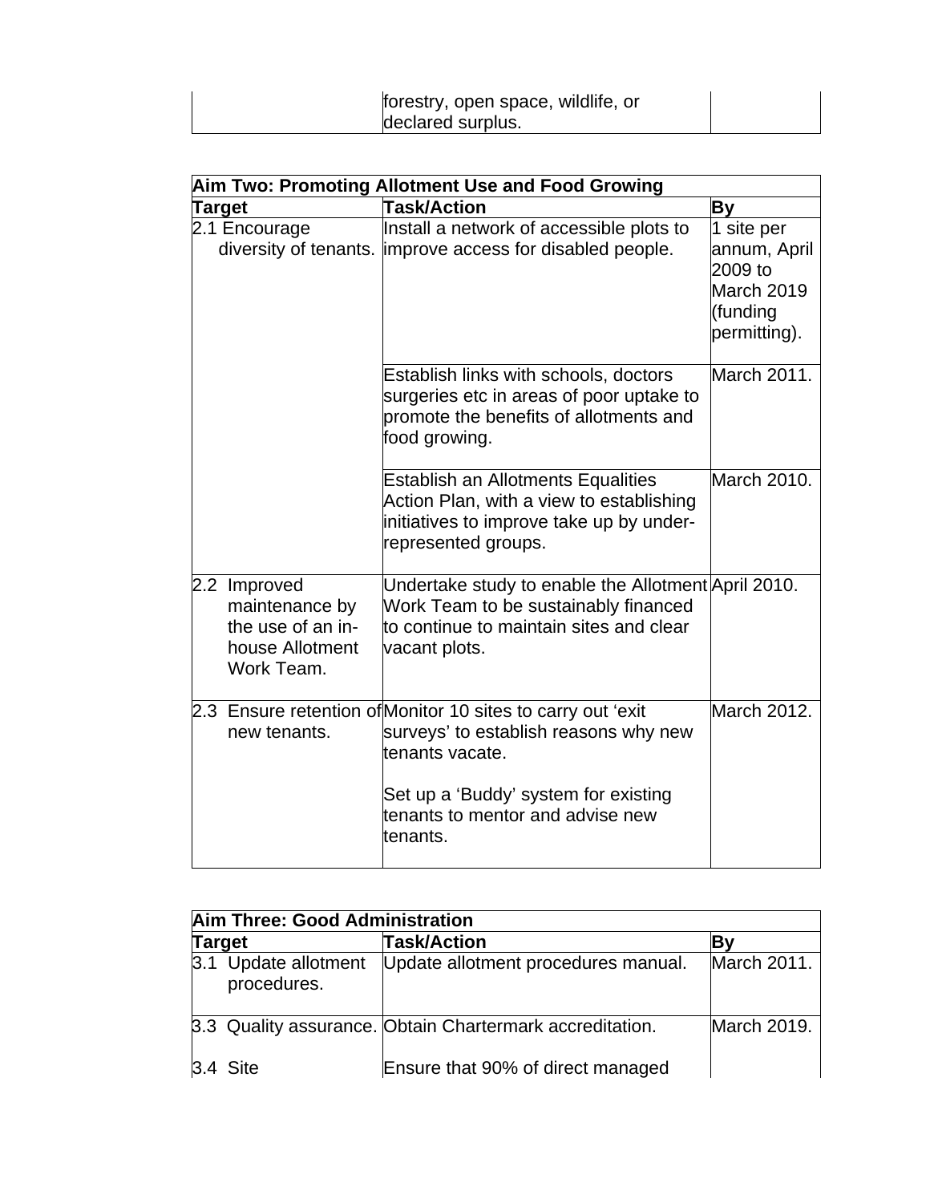| | forestry, open space, wildlife, or declared surplus. | |
|---|---|---|

| **Aim Two: Promoting Allotment Use and Food Growing** | | |
|---|---|---|
| **Target** | **Task/Action** | **By** |
| 2.1 Encourage diversity of tenants. | Install a network of accessible plots to improve access for disabled people. | 1 site per annum, April 2009 to March 2019 (funding permitting). |
| | Establish links with schools, doctors surgeries etc in areas of poor uptake to promote the benefits of allotments and food growing. | March 2011. |
| | Establish an Allotments Equalities Action Plan, with a view to establishing initiatives to improve take up by under-represented groups. | March 2010. |
| 2.2 Improved maintenance by the use of an in-house Allotment Work Team. | Undertake study to enable the Allotment Work Team to be sustainably financed to continue to maintain sites and clear vacant plots. | April 2010. |
| 2.3 Ensure retention of new tenants. | Monitor 10 sites to carry out 'exit surveys' to establish reasons why new tenants vacate.<br><br>Set up a 'Buddy' system for existing tenants to mentor and advise new tenants. | March 2012. |

| **Aim Three: Good Administration** | | |
|---|---|---|
| **Target** | **Task/Action** | **By** |
| 3.1 Update allotment procedures. | Update allotment procedures manual. | March 2011. |
| 3.3 Quality assurance. | Obtain Chartermark accreditation. | March 2019. |
| 3.4 Site | Ensure that 90% of direct managed | |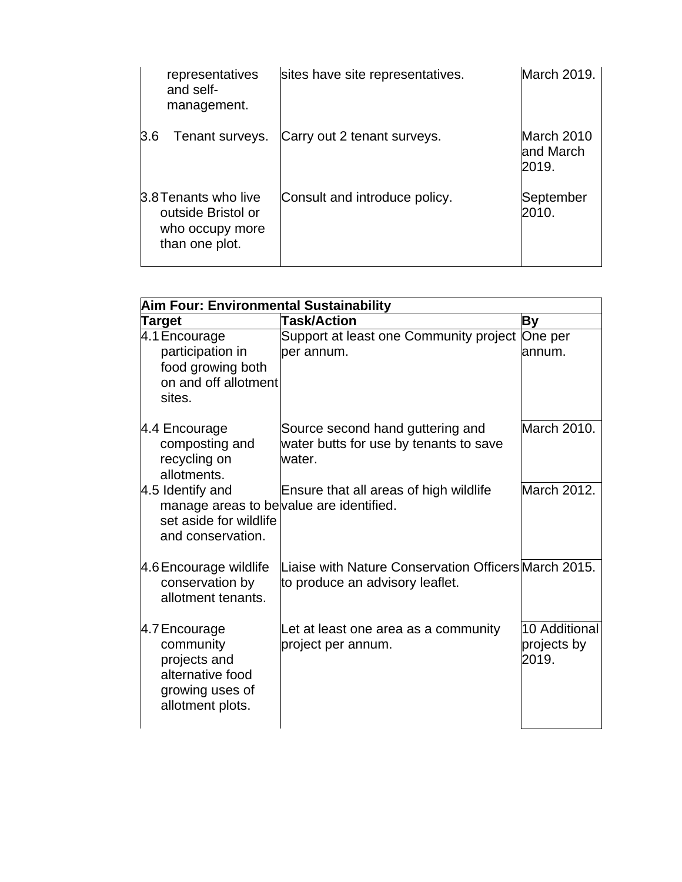| | | |
|---|---|---|
| representatives and self-management. | sites have site representatives. | March 2019. |
| 3.6 Tenant surveys. | Carry out 2 tenant surveys. | March 2010 and March 2019. |
| 3.8 Tenants who live outside Bristol or who occupy more than one plot. | Consult and introduce policy. | September 2010. |

| **Aim Four: Environmental Sustainability** | | |
|---|---|---|
| **Target** | **Task/Action** | **By** |
| 4.1 Encourage participation in food growing both on and off allotment sites. | Support at least one Community project per annum. | One per annum. |
| 4.4 Encourage composting and recycling on allotments. | Source second hand guttering and water butts for use by tenants to save water. | March 2010. |
| 4.5 Identify and manage areas to be set aside for wildlife and conservation. | Ensure that all areas of high wildlife value are identified. | March 2012. |
| 4.6 Encourage wildlife conservation by allotment tenants. | Liaise with Nature Conservation Officers to produce an advisory leaflet. | March 2015. |
| 4.7 Encourage community projects and alternative food growing uses of allotment plots. | Let at least one area as a community project per annum. | 10 Additional projects by 2019. |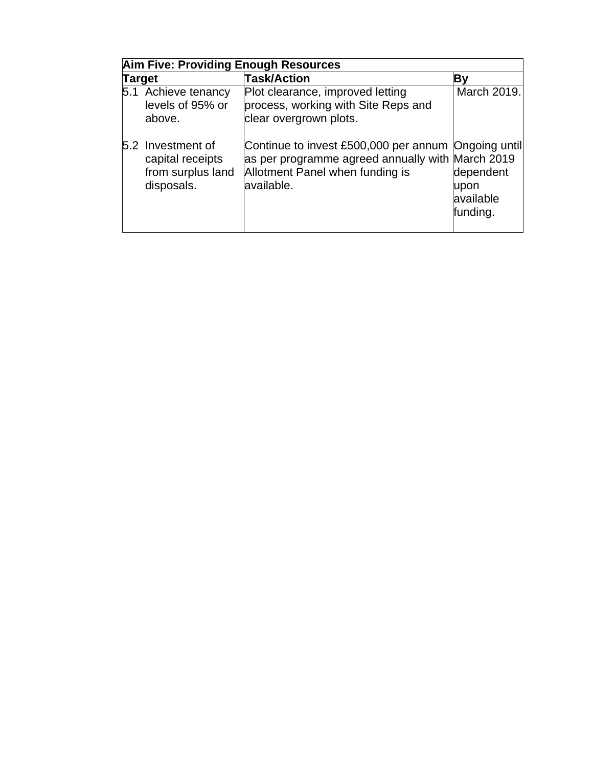| Aim Five: Providing Enough Resources | | |
|---|---|---|
| **Target** | **Task/Action** | **By** |
| 5.1 Achieve tenancy levels of 95% or above. | Plot clearance, improved letting process, working with Site Reps and clear overgrown plots. | March 2019. |
| 5.2 Investment of capital receipts from surplus land disposals. | Continue to invest £500,000 per annum as per programme agreed annually with Allotment Panel when funding is available. | Ongoing until March 2019 dependent upon available funding. |